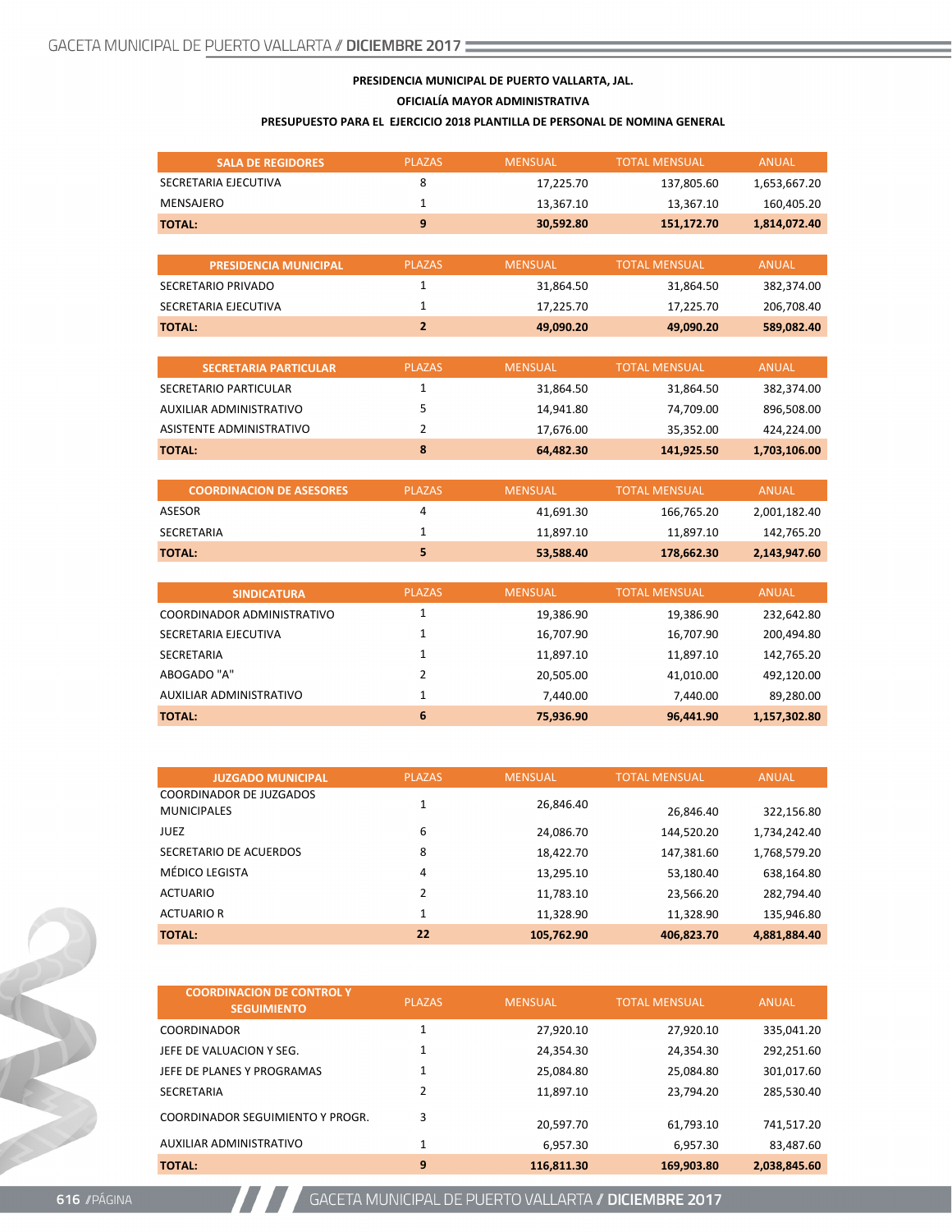**PRESIDENCIA MUNICIPAL DE PUERTO VALLARTA, JAL.**

**OFICIALÍA MAYOR ADMINISTRATIVA**

**PRESUPUESTO PARA EL EJERCICIO 2018 PLANTILLA DE PERSONAL DE NOMINA GENERAL**

| SALA DE REGIDORES | PLAZAS | MENSUAL | TOTAL MENSUAL | ANUAL |
|---|---|---|---|---|
| SECRETARIA EJECUTIVA | 8 | 17,225.70 | 137,805.60 | 1,653,667.20 |
| MENSAJERO | 1 | 13,367.10 | 13,367.10 | 160,405.20 |
| **TOTAL:** | **9** | **30,592.80** | **151,172.70** | **1,814,072.40** |

| PRESIDENCIA MUNICIPAL | PLAZAS | MENSUAL | TOTAL MENSUAL | ANUAL |
|---|---|---|---|---|
| SECRETARIO PRIVADO | 1 | 31,864.50 | 31,864.50 | 382,374.00 |
| SECRETARIA EJECUTIVA | 1 | 17,225.70 | 17,225.70 | 206,708.40 |
| **TOTAL:** | **2** | **49,090.20** | **49,090.20** | **589,082.40** |

| SECRETARIA PARTICULAR | PLAZAS | MENSUAL | TOTAL MENSUAL | ANUAL |
|---|---|---|---|---|
| SECRETARIO PARTICULAR | 1 | 31,864.50 | 31,864.50 | 382,374.00 |
| AUXILIAR ADMINISTRATIVO | 5 | 14,941.80 | 74,709.00 | 896,508.00 |
| ASISTENTE ADMINISTRATIVO | 2 | 17,676.00 | 35,352.00 | 424,224.00 |
| **TOTAL:** | **8** | **64,482.30** | **141,925.50** | **1,703,106.00** |

| COORDINACION DE ASESORES | PLAZAS | MENSUAL | TOTAL MENSUAL | ANUAL |
|---|---|---|---|---|
| ASESOR | 4 | 41,691.30 | 166,765.20 | 2,001,182.40 |
| SECRETARIA | 1 | 11,897.10 | 11,897.10 | 142,765.20 |
| **TOTAL:** | **5** | **53,588.40** | **178,662.30** | **2,143,947.60** |

| SINDICATURA | PLAZAS | MENSUAL | TOTAL MENSUAL | ANUAL |
|---|---|---|---|---|
| COORDINADOR ADMINISTRATIVO | 1 | 19,386.90 | 19,386.90 | 232,642.80 |
| SECRETARIA EJECUTIVA | 1 | 16,707.90 | 16,707.90 | 200,494.80 |
| SECRETARIA | 1 | 11,897.10 | 11,897.10 | 142,765.20 |
| ABOGADO "A" | 2 | 20,505.00 | 41,010.00 | 492,120.00 |
| AUXILIAR ADMINISTRATIVO | 1 | 7,440.00 | 7,440.00 | 89,280.00 |
| **TOTAL:** | **6** | **75,936.90** | **96,441.90** | **1,157,302.80** |

| JUZGADO MUNICIPAL | PLAZAS | MENSUAL | TOTAL MENSUAL | ANUAL |
|---|---|---|---|---|
| COORDINADOR DE JUZGADOS MUNICIPALES | 1 | 26,846.40 | 26,846.40 | 322,156.80 |
| JUEZ | 6 | 24,086.70 | 144,520.20 | 1,734,242.40 |
| SECRETARIO DE ACUERDOS | 8 | 18,422.70 | 147,381.60 | 1,768,579.20 |
| MÉDICO LEGISTA | 4 | 13,295.10 | 53,180.40 | 638,164.80 |
| ACTUARIO | 2 | 11,783.10 | 23,566.20 | 282,794.40 |
| ACTUARIO R | 1 | 11,328.90 | 11,328.90 | 135,946.80 |
| **TOTAL:** | **22** | **105,762.90** | **406,823.70** | **4,881,884.40** |

| COORDINACION DE CONTROL Y SEGUIMIENTO | PLAZAS | MENSUAL | TOTAL MENSUAL | ANUAL |
|---|---|---|---|---|
| COORDINADOR | 1 | 27,920.10 | 27,920.10 | 335,041.20 |
| JEFE DE VALUACION Y SEG. | 1 | 24,354.30 | 24,354.30 | 292,251.60 |
| JEFE DE PLANES Y PROGRAMAS | 1 | 25,084.80 | 25,084.80 | 301,017.60 |
| SECRETARIA | 2 | 11,897.10 | 23,794.20 | 285,530.40 |
| COORDINADOR SEGUIMIENTO Y PROGR. | 3 | 20,597.70 | 61,793.10 | 741,517.20 |
| AUXILIAR ADMINISTRATIVO | 1 | 6,957.30 | 6,957.30 | 83,487.60 |
| **TOTAL:** | **9** | **116,811.30** | **169,903.80** | **2,038,845.60** |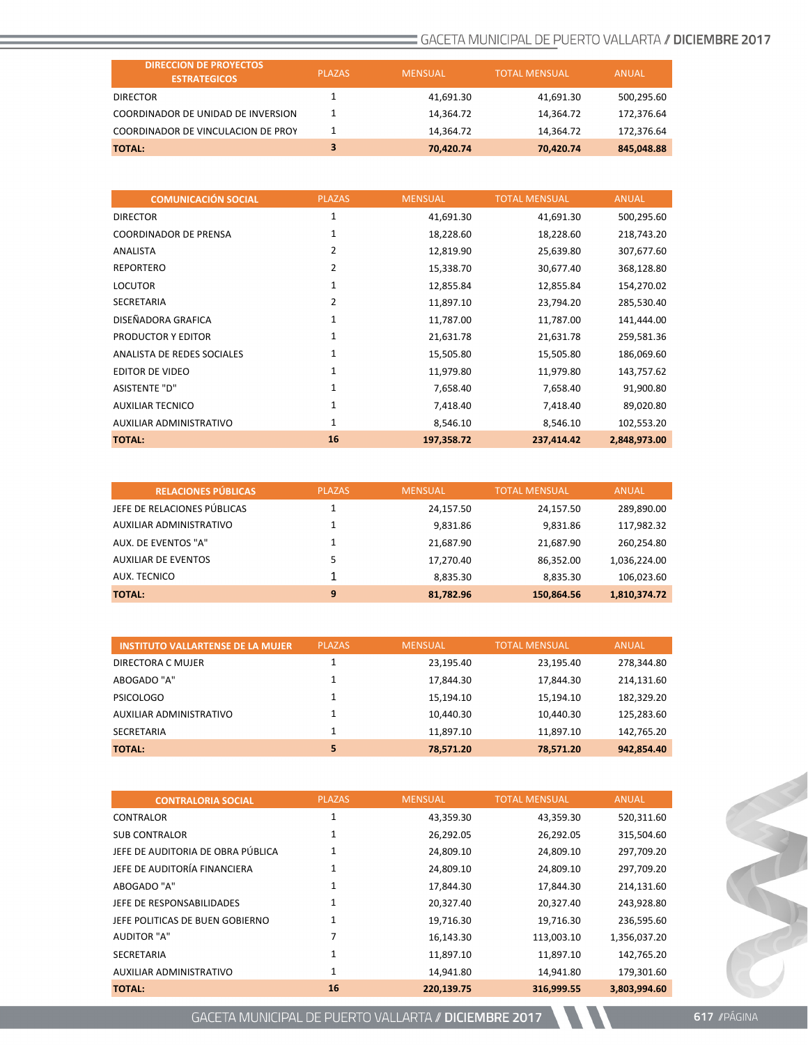| DIRECCION DE PROYECTOS ESTRATEGICOS | PLAZAS | MENSUAL | TOTAL MENSUAL | ANUAL |
|---|---|---|---|---|
| DIRECTOR | 1 | 41,691.30 | 41,691.30 | 500,295.60 |
| COORDINADOR DE UNIDAD DE INVERSION | 1 | 14,364.72 | 14,364.72 | 172,376.64 |
| COORDINADOR DE VINCULACION DE PROY | 1 | 14,364.72 | 14,364.72 | 172,376.64 |
| **TOTAL:** | **3** | **70,420.74** | **70,420.74** | **845,048.88** |

| COMUNICACIÓN SOCIAL | PLAZAS | MENSUAL | TOTAL MENSUAL | ANUAL |
|---|---|---|---|---|
| DIRECTOR | 1 | 41,691.30 | 41,691.30 | 500,295.60 |
| COORDINADOR DE PRENSA | 1 | 18,228.60 | 18,228.60 | 218,743.20 |
| ANALISTA | 2 | 12,819.90 | 25,639.80 | 307,677.60 |
| REPORTERO | 2 | 15,338.70 | 30,677.40 | 368,128.80 |
| LOCUTOR | 1 | 12,855.84 | 12,855.84 | 154,270.02 |
| SECRETARIA | 2 | 11,897.10 | 23,794.20 | 285,530.40 |
| DISEÑADORA GRAFICA | 1 | 11,787.00 | 11,787.00 | 141,444.00 |
| PRODUCTOR Y EDITOR | 1 | 21,631.78 | 21,631.78 | 259,581.36 |
| ANALISTA DE REDES SOCIALES | 1 | 15,505.80 | 15,505.80 | 186,069.60 |
| EDITOR DE VIDEO | 1 | 11,979.80 | 11,979.80 | 143,757.62 |
| ASISTENTE "D" | 1 | 7,658.40 | 7,658.40 | 91,900.80 |
| AUXILIAR TECNICO | 1 | 7,418.40 | 7,418.40 | 89,020.80 |
| AUXILIAR ADMINISTRATIVO | 1 | 8,546.10 | 8,546.10 | 102,553.20 |
| **TOTAL:** | **16** | **197,358.72** | **237,414.42** | **2,848,973.00** |

| RELACIONES PÚBLICAS | PLAZAS | MENSUAL | TOTAL MENSUAL | ANUAL |
|---|---|---|---|---|
| JEFE DE RELACIONES PÚBLICAS | 1 | 24,157.50 | 24,157.50 | 289,890.00 |
| AUXILIAR ADMINISTRATIVO | 1 | 9,831.86 | 9,831.86 | 117,982.32 |
| AUX. DE EVENTOS "A" | 1 | 21,687.90 | 21,687.90 | 260,254.80 |
| AUXILIAR DE EVENTOS | 5 | 17,270.40 | 86,352.00 | 1,036,224.00 |
| AUX. TECNICO | 1 | 8,835.30 | 8,835.30 | 106,023.60 |
| **TOTAL:** | **9** | **81,782.96** | **150,864.56** | **1,810,374.72** |

| INSTITUTO VALLARTENSE DE LA MUJER | PLAZAS | MENSUAL | TOTAL MENSUAL | ANUAL |
|---|---|---|---|---|
| DIRECTORA C MUJER | 1 | 23,195.40 | 23,195.40 | 278,344.80 |
| ABOGADO "A" | 1 | 17,844.30 | 17,844.30 | 214,131.60 |
| PSICOLOGO | 1 | 15,194.10 | 15,194.10 | 182,329.20 |
| AUXILIAR ADMINISTRATIVO | 1 | 10,440.30 | 10,440.30 | 125,283.60 |
| SECRETARIA | 1 | 11,897.10 | 11,897.10 | 142,765.20 |
| **TOTAL:** | **5** | **78,571.20** | **78,571.20** | **942,854.40** |

| CONTRALORIA SOCIAL | PLAZAS | MENSUAL | TOTAL MENSUAL | ANUAL |
|---|---|---|---|---|
| CONTRALOR | 1 | 43,359.30 | 43,359.30 | 520,311.60 |
| SUB CONTRALOR | 1 | 26,292.05 | 26,292.05 | 315,504.60 |
| JEFE DE AUDITORIA DE OBRA PÚBLICA | 1 | 24,809.10 | 24,809.10 | 297,709.20 |
| JEFE DE AUDITORÍA FINANCIERA | 1 | 24,809.10 | 24,809.10 | 297,709.20 |
| ABOGADO "A" | 1 | 17,844.30 | 17,844.30 | 214,131.60 |
| JEFE DE RESPONSABILIDADES | 1 | 20,327.40 | 20,327.40 | 243,928.80 |
| JEFE POLITICAS DE BUEN GOBIERNO | 1 | 19,716.30 | 19,716.30 | 236,595.60 |
| AUDITOR "A" | 7 | 16,143.30 | 113,003.10 | 1,356,037.20 |
| SECRETARIA | 1 | 11,897.10 | 11,897.10 | 142,765.20 |
| AUXILIAR ADMINISTRATIVO | 1 | 14,941.80 | 14,941.80 | 179,301.60 |
| **TOTAL:** | **16** | **220,139.75** | **316,999.55** | **3,803,994.60** |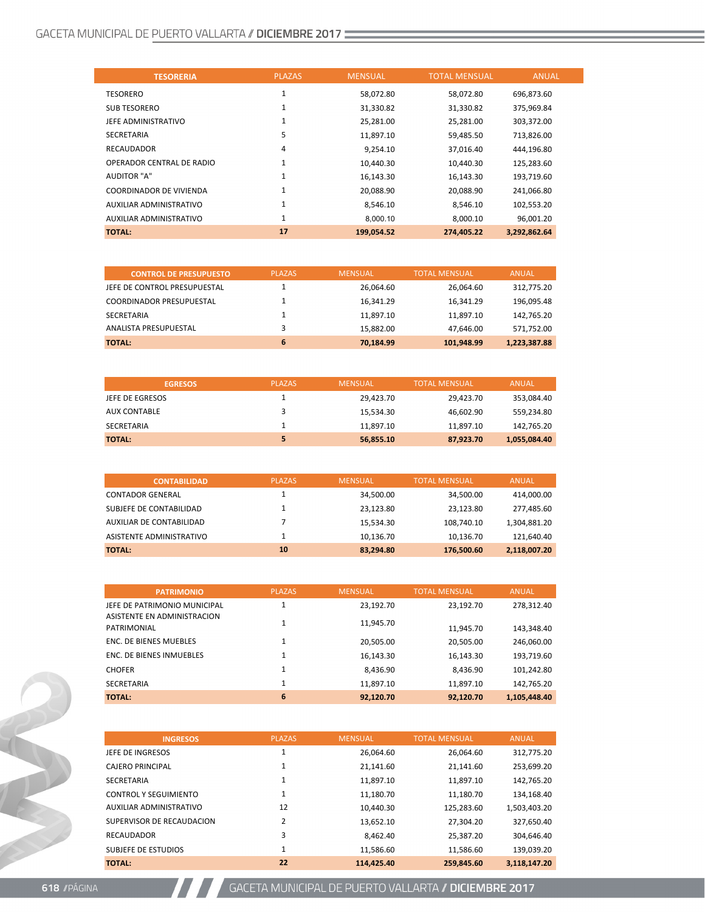| TESORERIA | PLAZAS | MENSUAL | TOTAL MENSUAL | ANUAL |
|---|---|---|---|---|
| TESORERO | 1 | 58,072.80 | 58,072.80 | 696,873.60 |
| SUB TESORERO | 1 | 31,330.82 | 31,330.82 | 375,969.84 |
| JEFE ADMINISTRATIVO | 1 | 25,281.00 | 25,281.00 | 303,372.00 |
| SECRETARIA | 5 | 11,897.10 | 59,485.50 | 713,826.00 |
| RECAUDADOR | 4 | 9,254.10 | 37,016.40 | 444,196.80 |
| OPERADOR CENTRAL DE RADIO | 1 | 10,440.30 | 10,440.30 | 125,283.60 |
| AUDITOR "A" | 1 | 16,143.30 | 16,143.30 | 193,719.60 |
| COORDINADOR DE VIVIENDA | 1 | 20,088.90 | 20,088.90 | 241,066.80 |
| AUXILIAR ADMINISTRATIVO | 1 | 8,546.10 | 8,546.10 | 102,553.20 |
| AUXILIAR ADMINISTRATIVO | 1 | 8,000.10 | 8,000.10 | 96,001.20 |
| **TOTAL:** | **17** | **199,054.52** | **274,405.22** | **3,292,862.64** |

| CONTROL DE PRESUPUESTO | PLAZAS | MENSUAL | TOTAL MENSUAL | ANUAL |
|---|---|---|---|---|
| JEFE DE CONTROL PRESUPUESTAL | 1 | 26,064.60 | 26,064.60 | 312,775.20 |
| COORDINADOR PRESUPUESTAL | 1 | 16,341.29 | 16,341.29 | 196,095.48 |
| SECRETARIA | 1 | 11,897.10 | 11,897.10 | 142,765.20 |
| ANALISTA PRESUPUESTAL | 3 | 15,882.00 | 47,646.00 | 571,752.00 |
| **TOTAL:** | **6** | **70,184.99** | **101,948.99** | **1,223,387.88** |

| EGRESOS | PLAZAS | MENSUAL | TOTAL MENSUAL | ANUAL |
|---|---|---|---|---|
| JEFE DE EGRESOS | 1 | 29,423.70 | 29,423.70 | 353,084.40 |
| AUX CONTABLE | 3 | 15,534.30 | 46,602.90 | 559,234.80 |
| SECRETARIA | 1 | 11,897.10 | 11,897.10 | 142,765.20 |
| **TOTAL:** | **5** | **56,855.10** | **87,923.70** | **1,055,084.40** |

| CONTABILIDAD | PLAZAS | MENSUAL | TOTAL MENSUAL | ANUAL |
|---|---|---|---|---|
| CONTADOR GENERAL | 1 | 34,500.00 | 34,500.00 | 414,000.00 |
| SUBJEFE DE CONTABILIDAD | 1 | 23,123.80 | 23,123.80 | 277,485.60 |
| AUXILIAR DE CONTABILIDAD | 7 | 15,534.30 | 108,740.10 | 1,304,881.20 |
| ASISTENTE ADMINISTRATIVO | 1 | 10,136.70 | 10,136.70 | 121,640.40 |
| **TOTAL:** | **10** | **83,294.80** | **176,500.60** | **2,118,007.20** |

| PATRIMONIO | PLAZAS | MENSUAL | TOTAL MENSUAL | ANUAL |
|---|---|---|---|---|
| JEFE DE PATRIMONIO MUNICIPAL | 1 | 23,192.70 | 23,192.70 | 278,312.40 |
| ASISTENTE EN ADMINISTRACION PATRIMONIAL | 1 | 11,945.70 | 11,945.70 | 143,348.40 |
| ENC. DE BIENES MUEBLES | 1 | 20,505.00 | 20,505.00 | 246,060.00 |
| ENC. DE BIENES INMUEBLES | 1 | 16,143.30 | 16,143.30 | 193,719.60 |
| CHOFER | 1 | 8,436.90 | 8,436.90 | 101,242.80 |
| SECRETARIA | 1 | 11,897.10 | 11,897.10 | 142,765.20 |
| **TOTAL:** | **6** | **92,120.70** | **92,120.70** | **1,105,448.40** |

| INGRESOS | PLAZAS | MENSUAL | TOTAL MENSUAL | ANUAL |
|---|---|---|---|---|
| JEFE DE INGRESOS | 1 | 26,064.60 | 26,064.60 | 312,775.20 |
| CAJERO PRINCIPAL | 1 | 21,141.60 | 21,141.60 | 253,699.20 |
| SECRETARIA | 1 | 11,897.10 | 11,897.10 | 142,765.20 |
| CONTROL Y SEGUIMIENTO | 1 | 11,180.70 | 11,180.70 | 134,168.40 |
| AUXILIAR ADMINISTRATIVO | 12 | 10,440.30 | 125,283.60 | 1,503,403.20 |
| SUPERVISOR DE RECAUDACION | 2 | 13,652.10 | 27,304.20 | 327,650.40 |
| RECAUDADOR | 3 | 8,462.40 | 25,387.20 | 304,646.40 |
| SUBJEFE DE ESTUDIOS | 1 | 11,586.60 | 11,586.60 | 139,039.20 |
| **TOTAL:** | **22** | **114,425.40** | **259,845.60** | **3,118,147.20** |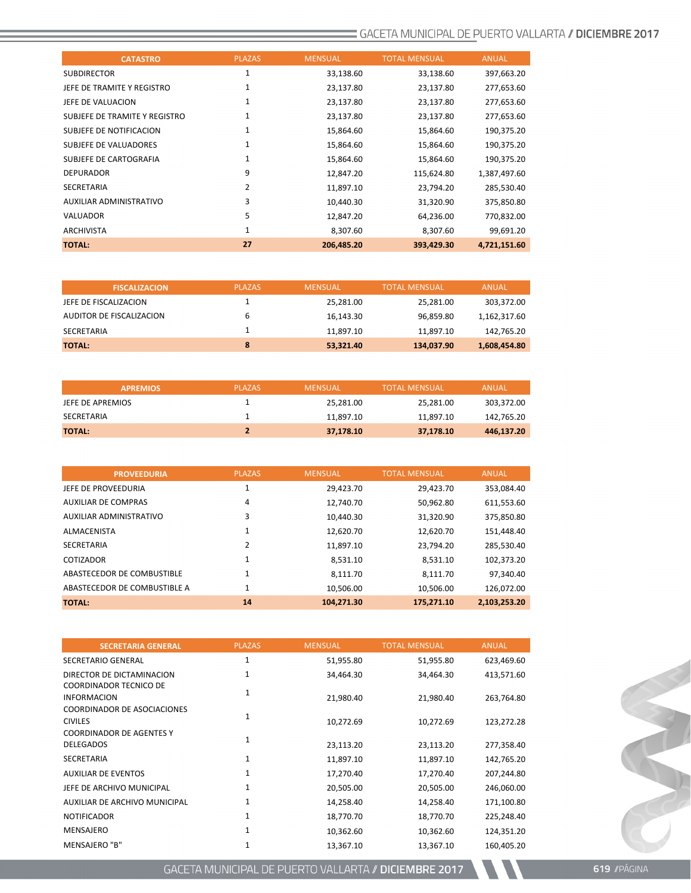| CATASTRO | PLAZAS | MENSUAL | TOTAL MENSUAL | ANUAL |
|---|---|---|---|---|
| SUBDIRECTOR | 1 | 33,138.60 | 33,138.60 | 397,663.20 |
| JEFE DE TRAMITE Y REGISTRO | 1 | 23,137.80 | 23,137.80 | 277,653.60 |
| JEFE DE VALUACION | 1 | 23,137.80 | 23,137.80 | 277,653.60 |
| SUBJEFE DE TRAMITE Y REGISTRO | 1 | 23,137.80 | 23,137.80 | 277,653.60 |
| SUBJEFE DE NOTIFICACION | 1 | 15,864.60 | 15,864.60 | 190,375.20 |
| SUBJEFE DE VALUADORES | 1 | 15,864.60 | 15,864.60 | 190,375.20 |
| SUBJEFE DE CARTOGRAFIA | 1 | 15,864.60 | 15,864.60 | 190,375.20 |
| DEPURADOR | 9 | 12,847.20 | 115,624.80 | 1,387,497.60 |
| SECRETARIA | 2 | 11,897.10 | 23,794.20 | 285,530.40 |
| AUXILIAR ADMINISTRATIVO | 3 | 10,440.30 | 31,320.90 | 375,850.80 |
| VALUADOR | 5 | 12,847.20 | 64,236.00 | 770,832.00 |
| ARCHIVISTA | 1 | 8,307.60 | 8,307.60 | 99,691.20 |
| **TOTAL:** | **27** | **206,485.20** | **393,429.30** | **4,721,151.60** |

| FISCALIZACION | PLAZAS | MENSUAL | TOTAL MENSUAL | ANUAL |
|---|---|---|---|---|
| JEFE DE FISCALIZACION | 1 | 25,281.00 | 25,281.00 | 303,372.00 |
| AUDITOR DE FISCALIZACION | 6 | 16,143.30 | 96,859.80 | 1,162,317.60 |
| SECRETARIA | 1 | 11,897.10 | 11,897.10 | 142,765.20 |
| **TOTAL:** | **8** | **53,321.40** | **134,037.90** | **1,608,454.80** |

| APREMIOS | PLAZAS | MENSUAL | TOTAL MENSUAL | ANUAL |
|---|---|---|---|---|
| JEFE DE APREMIOS | 1 | 25,281.00 | 25,281.00 | 303,372.00 |
| SECRETARIA | 1 | 11,897.10 | 11,897.10 | 142,765.20 |
| **TOTAL:** | **2** | **37,178.10** | **37,178.10** | **446,137.20** |

| PROVEEDURIA | PLAZAS | MENSUAL | TOTAL MENSUAL | ANUAL |
|---|---|---|---|---|
| JEFE DE PROVEEDURIA | 1 | 29,423.70 | 29,423.70 | 353,084.40 |
| AUXILIAR DE COMPRAS | 4 | 12,740.70 | 50,962.80 | 611,553.60 |
| AUXILIAR ADMINISTRATIVO | 3 | 10,440.30 | 31,320.90 | 375,850.80 |
| ALMACENISTA | 1 | 12,620.70 | 12,620.70 | 151,448.40 |
| SECRETARIA | 2 | 11,897.10 | 23,794.20 | 285,530.40 |
| COTIZADOR | 1 | 8,531.10 | 8,531.10 | 102,373.20 |
| ABASTECEDOR DE COMBUSTIBLE | 1 | 8,111.70 | 8,111.70 | 97,340.40 |
| ABASTECEDOR DE COMBUSTIBLE A | 1 | 10,506.00 | 10,506.00 | 126,072.00 |
| **TOTAL:** | **14** | **104,271.30** | **175,271.10** | **2,103,253.20** |

| SECRETARIA GENERAL | PLAZAS | MENSUAL | TOTAL MENSUAL | ANUAL |
|---|---|---|---|---|
| SECRETARIO GENERAL | 1 | 51,955.80 | 51,955.80 | 623,469.60 |
| DIRECTOR DE DICTAMINACION | 1 | 34,464.30 | 34,464.30 | 413,571.60 |
| COORDINADOR TECNICO DE INFORMACION | 1 | 21,980.40 | 21,980.40 | 263,764.80 |
| COORDINADOR DE ASOCIACIONES CIVILES | 1 | 10,272.69 | 10,272.69 | 123,272.28 |
| COORDINADOR DE AGENTES Y DELEGADOS | 1 | 23,113.20 | 23,113.20 | 277,358.40 |
| SECRETARIA | 1 | 11,897.10 | 11,897.10 | 142,765.20 |
| AUXILIAR DE EVENTOS | 1 | 17,270.40 | 17,270.40 | 207,244.80 |
| JEFE DE ARCHIVO MUNICIPAL | 1 | 20,505.00 | 20,505.00 | 246,060.00 |
| AUXILIAR DE ARCHIVO MUNICIPAL | 1 | 14,258.40 | 14,258.40 | 171,100.80 |
| NOTIFICADOR | 1 | 18,770.70 | 18,770.70 | 225,248.40 |
| MENSAJERO | 1 | 10,362.60 | 10,362.60 | 124,351.20 |
| MENSAJERO "B" | 1 | 13,367.10 | 13,367.10 | 160,405.20 |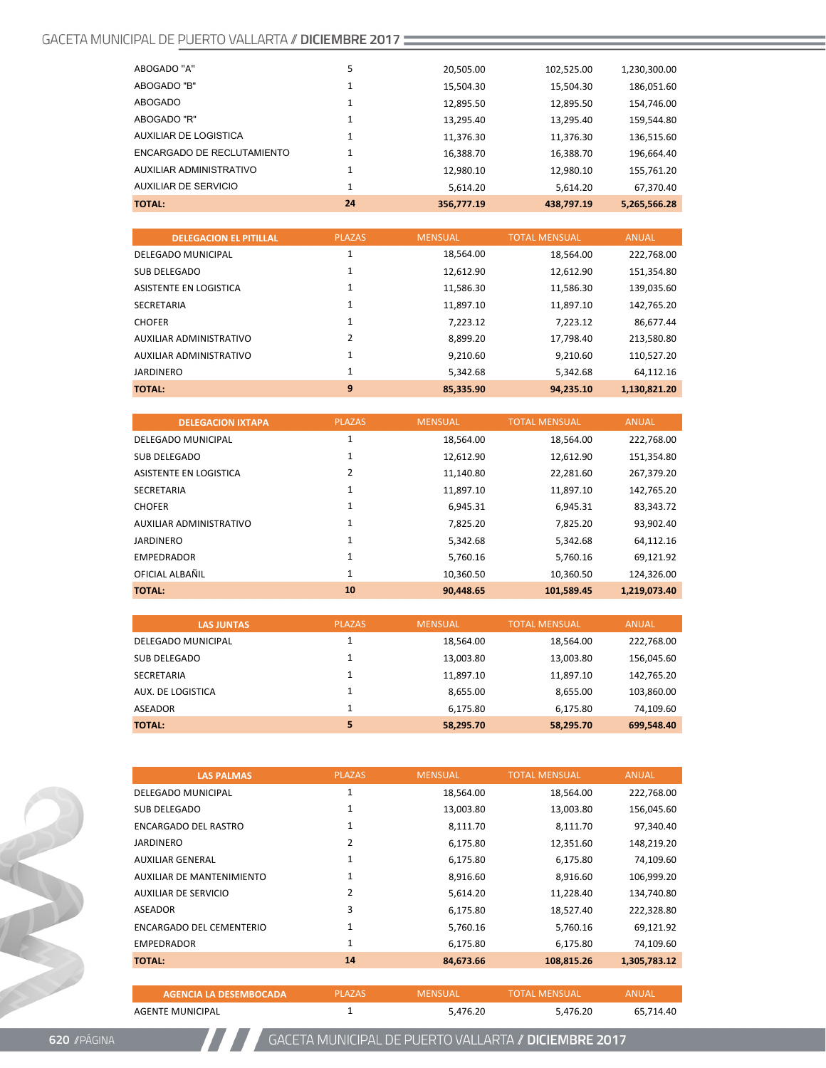| | | | | |
|---|---|---|---|---|
| ABOGADO "A" | 5 | 20,505.00 | 102,525.00 | 1,230,300.00 |
| ABOGADO "B" | 1 | 15,504.30 | 15,504.30 | 186,051.60 |
| ABOGADO | 1 | 12,895.50 | 12,895.50 | 154,746.00 |
| ABOGADO "R" | 1 | 13,295.40 | 13,295.40 | 159,544.80 |
| AUXILIAR DE LOGISTICA | 1 | 11,376.30 | 11,376.30 | 136,515.60 |
| ENCARGADO DE RECLUTAMIENTO | 1 | 16,388.70 | 16,388.70 | 196,664.40 |
| AUXILIAR ADMINISTRATIVO | 1 | 12,980.10 | 12,980.10 | 155,761.20 |
| AUXILIAR DE SERVICIO | 1 | 5,614.20 | 5,614.20 | 67,370.40 |
| **TOTAL:** | **24** | **356,777.19** | **438,797.19** | **5,265,566.28** |

| DELEGACION EL PITILLAL | PLAZAS | MENSUAL | TOTAL MENSUAL | ANUAL |
|---|---|---|---|---|
| DELEGADO MUNICIPAL | 1 | 18,564.00 | 18,564.00 | 222,768.00 |
| SUB DELEGADO | 1 | 12,612.90 | 12,612.90 | 151,354.80 |
| ASISTENTE EN LOGISTICA | 1 | 11,586.30 | 11,586.30 | 139,035.60 |
| SECRETARIA | 1 | 11,897.10 | 11,897.10 | 142,765.20 |
| CHOFER | 1 | 7,223.12 | 7,223.12 | 86,677.44 |
| AUXILIAR ADMINISTRATIVO | 2 | 8,899.20 | 17,798.40 | 213,580.80 |
| AUXILIAR ADMINISTRATIVO | 1 | 9,210.60 | 9,210.60 | 110,527.20 |
| JARDINERO | 1 | 5,342.68 | 5,342.68 | 64,112.16 |
| **TOTAL:** | **9** | **85,335.90** | **94,235.10** | **1,130,821.20** |

| DELEGACION IXTAPA | PLAZAS | MENSUAL | TOTAL MENSUAL | ANUAL |
|---|---|---|---|---|
| DELEGADO MUNICIPAL | 1 | 18,564.00 | 18,564.00 | 222,768.00 |
| SUB DELEGADO | 1 | 12,612.90 | 12,612.90 | 151,354.80 |
| ASISTENTE EN LOGISTICA | 2 | 11,140.80 | 22,281.60 | 267,379.20 |
| SECRETARIA | 1 | 11,897.10 | 11,897.10 | 142,765.20 |
| CHOFER | 1 | 6,945.31 | 6,945.31 | 83,343.72 |
| AUXILIAR ADMINISTRATIVO | 1 | 7,825.20 | 7,825.20 | 93,902.40 |
| JARDINERO | 1 | 5,342.68 | 5,342.68 | 64,112.16 |
| EMPEDRADOR | 1 | 5,760.16 | 5,760.16 | 69,121.92 |
| OFICIAL ALBAÑIL | 1 | 10,360.50 | 10,360.50 | 124,326.00 |
| **TOTAL:** | **10** | **90,448.65** | **101,589.45** | **1,219,073.40** |

| LAS JUNTAS | PLAZAS | MENSUAL | TOTAL MENSUAL | ANUAL |
|---|---|---|---|---|
| DELEGADO MUNICIPAL | 1 | 18,564.00 | 18,564.00 | 222,768.00 |
| SUB DELEGADO | 1 | 13,003.80 | 13,003.80 | 156,045.60 |
| SECRETARIA | 1 | 11,897.10 | 11,897.10 | 142,765.20 |
| AUX. DE LOGISTICA | 1 | 8,655.00 | 8,655.00 | 103,860.00 |
| ASEADOR | 1 | 6,175.80 | 6,175.80 | 74,109.60 |
| **TOTAL:** | **5** | **58,295.70** | **58,295.70** | **699,548.40** |

| LAS PALMAS | PLAZAS | MENSUAL | TOTAL MENSUAL | ANUAL |
|---|---|---|---|---|
| DELEGADO MUNICIPAL | 1 | 18,564.00 | 18,564.00 | 222,768.00 |
| SUB DELEGADO | 1 | 13,003.80 | 13,003.80 | 156,045.60 |
| ENCARGADO DEL RASTRO | 1 | 8,111.70 | 8,111.70 | 97,340.40 |
| JARDINERO | 2 | 6,175.80 | 12,351.60 | 148,219.20 |
| AUXILIAR GENERAL | 1 | 6,175.80 | 6,175.80 | 74,109.60 |
| AUXILIAR DE MANTENIMIENTO | 1 | 8,916.60 | 8,916.60 | 106,999.20 |
| AUXILIAR DE SERVICIO | 2 | 5,614.20 | 11,228.40 | 134,740.80 |
| ASEADOR | 3 | 6,175.80 | 18,527.40 | 222,328.80 |
| ENCARGADO DEL CEMENTERIO | 1 | 5,760.16 | 5,760.16 | 69,121.92 |
| EMPEDRADOR | 1 | 6,175.80 | 6,175.80 | 74,109.60 |
| **TOTAL:** | **14** | **84,673.66** | **108,815.26** | **1,305,783.12** |

| AGENCIA LA DESEMBOCADA | PLAZAS | MENSUAL | TOTAL MENSUAL | ANUAL |
|---|---|---|---|---|
| AGENTE MUNICIPAL | 1 | 5,476.20 | 5,476.20 | 65,714.40 |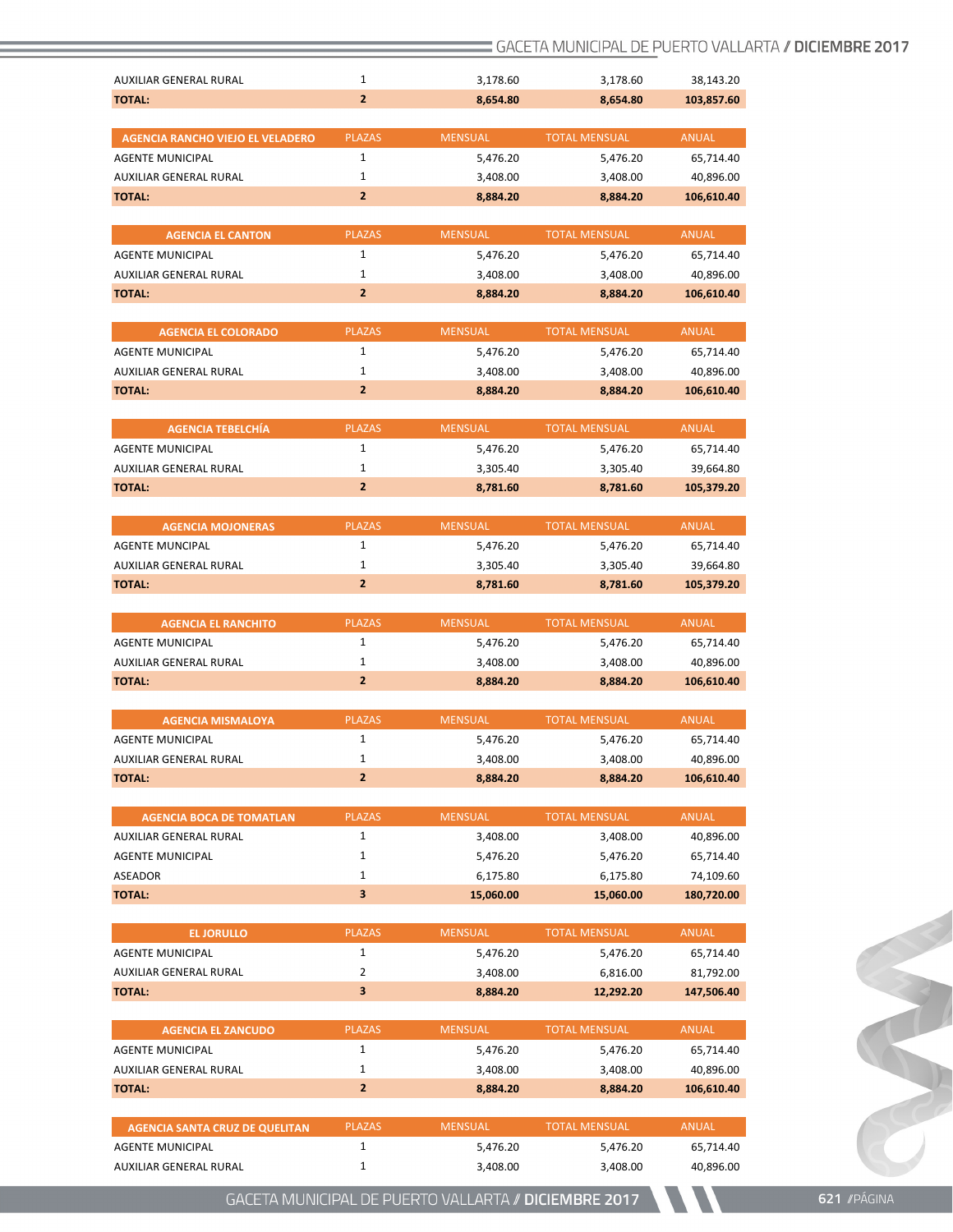| | | | | |
|---|---|---|---|---|
| AUXILIAR GENERAL RURAL | 1 | 3,178.60 | 3,178.60 | 38,143.20 |
| **TOTAL:** | **2** | **8,654.80** | **8,654.80** | **103,857.60** |

| AGENCIA RANCHO VIEJO EL VELADERO | PLAZAS | MENSUAL | TOTAL MENSUAL | ANUAL |
|---|---|---|---|---|
| AGENTE MUNICIPAL | 1 | 5,476.20 | 5,476.20 | 65,714.40 |
| AUXILIAR GENERAL RURAL | 1 | 3,408.00 | 3,408.00 | 40,896.00 |
| **TOTAL:** | **2** | **8,884.20** | **8,884.20** | **106,610.40** |

| AGENCIA EL CANTON | PLAZAS | MENSUAL | TOTAL MENSUAL | ANUAL |
|---|---|---|---|---|
| AGENTE MUNICIPAL | 1 | 5,476.20 | 5,476.20 | 65,714.40 |
| AUXILIAR GENERAL RURAL | 1 | 3,408.00 | 3,408.00 | 40,896.00 |
| **TOTAL:** | **2** | **8,884.20** | **8,884.20** | **106,610.40** |

| AGENCIA EL COLORADO | PLAZAS | MENSUAL | TOTAL MENSUAL | ANUAL |
|---|---|---|---|---|
| AGENTE MUNICIPAL | 1 | 5,476.20 | 5,476.20 | 65,714.40 |
| AUXILIAR GENERAL RURAL | 1 | 3,408.00 | 3,408.00 | 40,896.00 |
| **TOTAL:** | **2** | **8,884.20** | **8,884.20** | **106,610.40** |

| AGENCIA TEBELCHÍA | PLAZAS | MENSUAL | TOTAL MENSUAL | ANUAL |
|---|---|---|---|---|
| AGENTE MUNICIPAL | 1 | 5,476.20 | 5,476.20 | 65,714.40 |
| AUXILIAR GENERAL RURAL | 1 | 3,305.40 | 3,305.40 | 39,664.80 |
| **TOTAL:** | **2** | **8,781.60** | **8,781.60** | **105,379.20** |

| AGENCIA MOJONERAS | PLAZAS | MENSUAL | TOTAL MENSUAL | ANUAL |
|---|---|---|---|---|
| AGENTE MUNCIPAL | 1 | 5,476.20 | 5,476.20 | 65,714.40 |
| AUXILIAR GENERAL RURAL | 1 | 3,305.40 | 3,305.40 | 39,664.80 |
| **TOTAL:** | **2** | **8,781.60** | **8,781.60** | **105,379.20** |

| AGENCIA EL RANCHITO | PLAZAS | MENSUAL | TOTAL MENSUAL | ANUAL |
|---|---|---|---|---|
| AGENTE MUNICIPAL | 1 | 5,476.20 | 5,476.20 | 65,714.40 |
| AUXILIAR GENERAL RURAL | 1 | 3,408.00 | 3,408.00 | 40,896.00 |
| **TOTAL:** | **2** | **8,884.20** | **8,884.20** | **106,610.40** |

| AGENCIA MISMALOYA | PLAZAS | MENSUAL | TOTAL MENSUAL | ANUAL |
|---|---|---|---|---|
| AGENTE MUNICIPAL | 1 | 5,476.20 | 5,476.20 | 65,714.40 |
| AUXILIAR GENERAL RURAL | 1 | 3,408.00 | 3,408.00 | 40,896.00 |
| **TOTAL:** | **2** | **8,884.20** | **8,884.20** | **106,610.40** |

| AGENCIA BOCA DE TOMATLAN | PLAZAS | MENSUAL | TOTAL MENSUAL | ANUAL |
|---|---|---|---|---|
| AUXILIAR GENERAL RURAL | 1 | 3,408.00 | 3,408.00 | 40,896.00 |
| AGENTE MUNICIPAL | 1 | 5,476.20 | 5,476.20 | 65,714.40 |
| ASEADOR | 1 | 6,175.80 | 6,175.80 | 74,109.60 |
| **TOTAL:** | **3** | **15,060.00** | **15,060.00** | **180,720.00** |

| EL JORULLO | PLAZAS | MENSUAL | TOTAL MENSUAL | ANUAL |
|---|---|---|---|---|
| AGENTE MUNICIPAL | 1 | 5,476.20 | 5,476.20 | 65,714.40 |
| AUXILIAR GENERAL RURAL | 2 | 3,408.00 | 6,816.00 | 81,792.00 |
| **TOTAL:** | **3** | **8,884.20** | **12,292.20** | **147,506.40** |

| AGENCIA EL ZANCUDO | PLAZAS | MENSUAL | TOTAL MENSUAL | ANUAL |
|---|---|---|---|---|
| AGENTE MUNICIPAL | 1 | 5,476.20 | 5,476.20 | 65,714.40 |
| AUXILIAR GENERAL RURAL | 1 | 3,408.00 | 3,408.00 | 40,896.00 |
| **TOTAL:** | **2** | **8,884.20** | **8,884.20** | **106,610.40** |

| AGENCIA SANTA CRUZ DE QUELITAN | PLAZAS | MENSUAL | TOTAL MENSUAL | ANUAL |
|---|---|---|---|---|
| AGENTE MUNICIPAL | 1 | 5,476.20 | 5,476.20 | 65,714.40 |
| AUXILIAR GENERAL RURAL | 1 | 3,408.00 | 3,408.00 | 40,896.00 |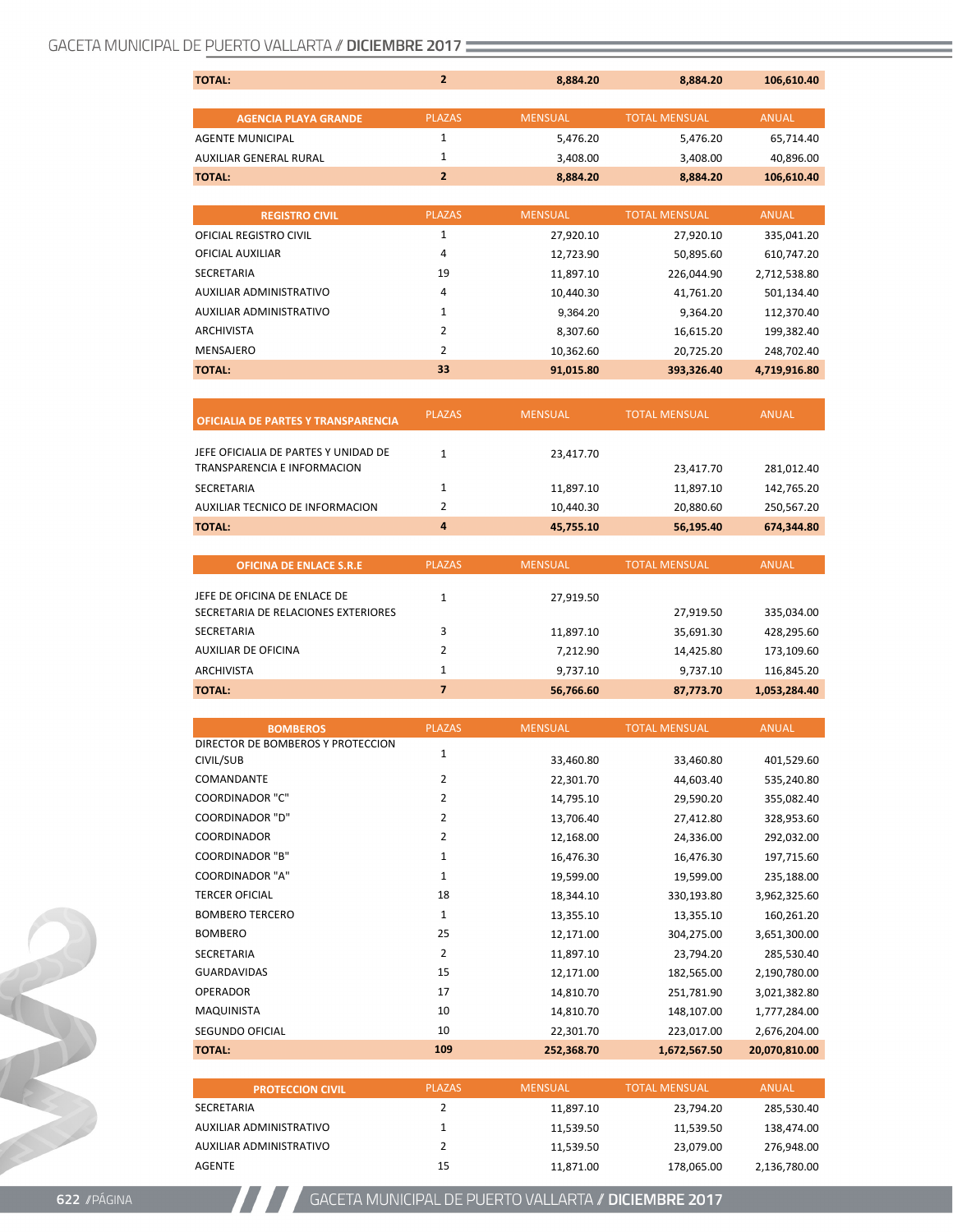| TOTAL: | 2 | 8,884.20 | 8,884.20 | 106,610.40 |
|---|---|---|---|---|

| AGENCIA PLAYA GRANDE | PLAZAS | MENSUAL | TOTAL MENSUAL | ANUAL |
|---|---|---|---|---|
| AGENTE MUNICIPAL | 1 | 5,476.20 | 5,476.20 | 65,714.40 |
| AUXILIAR GENERAL RURAL | 1 | 3,408.00 | 3,408.00 | 40,896.00 |
| **TOTAL:** | **2** | **8,884.20** | **8,884.20** | **106,610.40** |

| REGISTRO CIVIL | PLAZAS | MENSUAL | TOTAL MENSUAL | ANUAL |
|---|---|---|---|---|
| OFICIAL REGISTRO CIVIL | 1 | 27,920.10 | 27,920.10 | 335,041.20 |
| OFICIAL AUXILIAR | 4 | 12,723.90 | 50,895.60 | 610,747.20 |
| SECRETARIA | 19 | 11,897.10 | 226,044.90 | 2,712,538.80 |
| AUXILIAR ADMINISTRATIVO | 4 | 10,440.30 | 41,761.20 | 501,134.40 |
| AUXILIAR ADMINISTRATIVO | 1 | 9,364.20 | 9,364.20 | 112,370.40 |
| ARCHIVISTA | 2 | 8,307.60 | 16,615.20 | 199,382.40 |
| MENSAJERO | 2 | 10,362.60 | 20,725.20 | 248,702.40 |
| **TOTAL:** | **33** | **91,015.80** | **393,326.40** | **4,719,916.80** |

| OFICIALIA DE PARTES Y TRANSPARENCIA | PLAZAS | MENSUAL | TOTAL MENSUAL | ANUAL |
|---|---|---|---|---|
| JEFE OFICIALIA DE PARTES Y UNIDAD DE TRANSPARENCIA E INFORMACION | 1 | 23,417.70 | 23,417.70 | 281,012.40 |
| SECRETARIA | 1 | 11,897.10 | 11,897.10 | 142,765.20 |
| AUXILIAR TECNICO DE INFORMACION | 2 | 10,440.30 | 20,880.60 | 250,567.20 |
| **TOTAL:** | **4** | **45,755.10** | **56,195.40** | **674,344.80** |

| OFICINA DE ENLACE S.R.E | PLAZAS | MENSUAL | TOTAL MENSUAL | ANUAL |
|---|---|---|---|---|
| JEFE DE OFICINA DE ENLACE DE SECRETARIA DE RELACIONES EXTERIORES | 1 | 27,919.50 | 27,919.50 | 335,034.00 |
| SECRETARIA | 3 | 11,897.10 | 35,691.30 | 428,295.60 |
| AUXILIAR DE OFICINA | 2 | 7,212.90 | 14,425.80 | 173,109.60 |
| ARCHIVISTA | 1 | 9,737.10 | 9,737.10 | 116,845.20 |
| **TOTAL:** | **7** | **56,766.60** | **87,773.70** | **1,053,284.40** |

| BOMBEROS | PLAZAS | MENSUAL | TOTAL MENSUAL | ANUAL |
|---|---|---|---|---|
| DIRECTOR DE BOMBEROS Y PROTECCION CIVIL/SUB | 1 | 33,460.80 | 33,460.80 | 401,529.60 |
| COMANDANTE | 2 | 22,301.70 | 44,603.40 | 535,240.80 |
| COORDINADOR "C" | 2 | 14,795.10 | 29,590.20 | 355,082.40 |
| COORDINADOR "D" | 2 | 13,706.40 | 27,412.80 | 328,953.60 |
| COORDINADOR | 2 | 12,168.00 | 24,336.00 | 292,032.00 |
| COORDINADOR "B" | 1 | 16,476.30 | 16,476.30 | 197,715.60 |
| COORDINADOR "A" | 1 | 19,599.00 | 19,599.00 | 235,188.00 |
| TERCER OFICIAL | 18 | 18,344.10 | 330,193.80 | 3,962,325.60 |
| BOMBERO TERCERO | 1 | 13,355.10 | 13,355.10 | 160,261.20 |
| BOMBERO | 25 | 12,171.00 | 304,275.00 | 3,651,300.00 |
| SECRETARIA | 2 | 11,897.10 | 23,794.20 | 285,530.40 |
| GUARDAVIDAS | 15 | 12,171.00 | 182,565.00 | 2,190,780.00 |
| OPERADOR | 17 | 14,810.70 | 251,781.90 | 3,021,382.80 |
| MAQUINISTA | 10 | 14,810.70 | 148,107.00 | 1,777,284.00 |
| SEGUNDO OFICIAL | 10 | 22,301.70 | 223,017.00 | 2,676,204.00 |
| **TOTAL:** | **109** | **252,368.70** | **1,672,567.50** | **20,070,810.00** |

| PROTECCION CIVIL | PLAZAS | MENSUAL | TOTAL MENSUAL | ANUAL |
|---|---|---|---|---|
| SECRETARIA | 2 | 11,897.10 | 23,794.20 | 285,530.40 |
| AUXILIAR ADMINISTRATIVO | 1 | 11,539.50 | 11,539.50 | 138,474.00 |
| AUXILIAR ADMINISTRATIVO | 2 | 11,539.50 | 23,079.00 | 276,948.00 |
| AGENTE | 15 | 11,871.00 | 178,065.00 | 2,136,780.00 |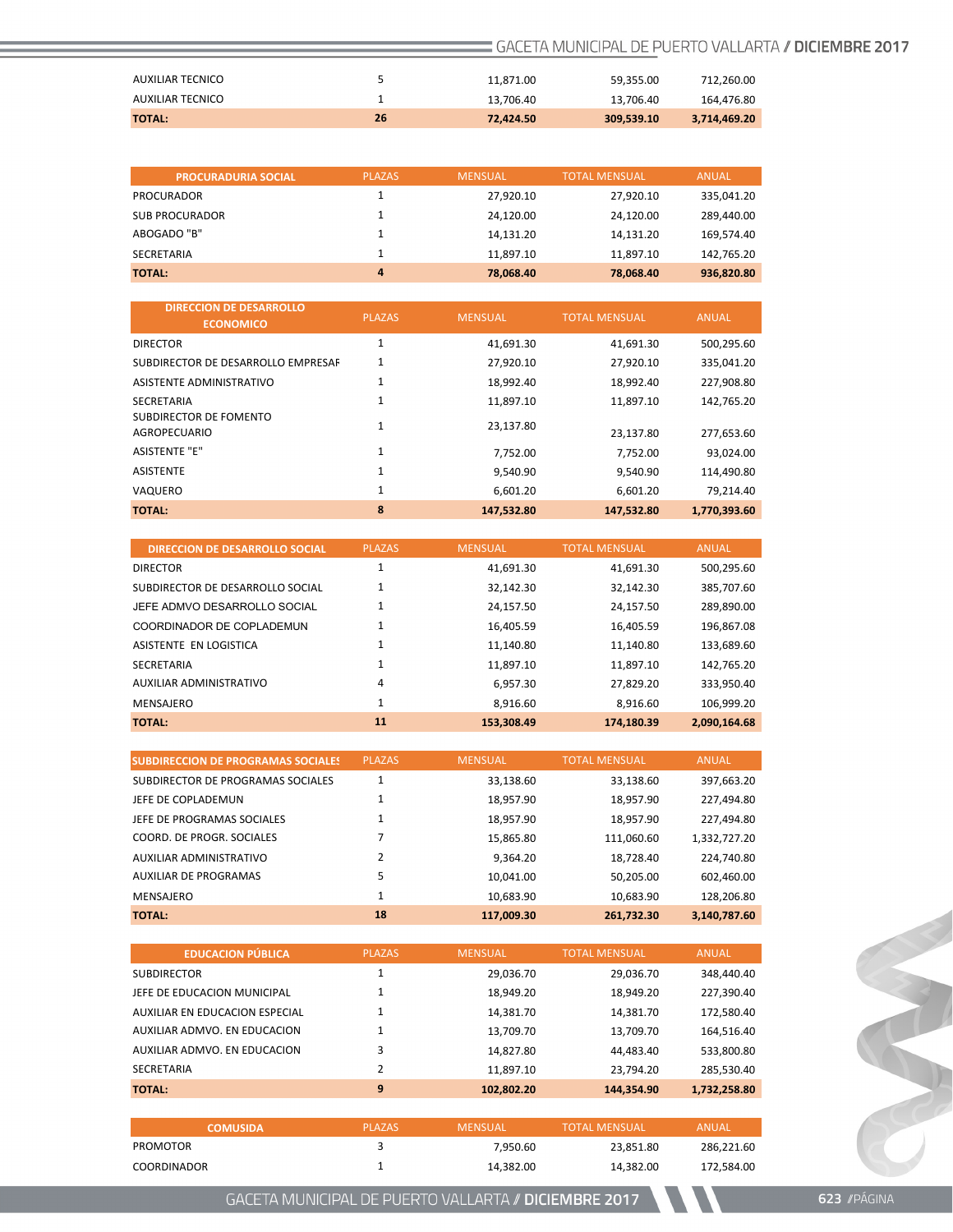| | | | | |
|---|---|---|---|---|
| AUXILIAR TECNICO | 5 | 11,871.00 | 59,355.00 | 712,260.00 |
| AUXILIAR TECNICO | 1 | 13,706.40 | 13,706.40 | 164,476.80 |
| **TOTAL:** | **26** | **72,424.50** | **309,539.10** | **3,714,469.20** |

| PROCURADURIA SOCIAL | PLAZAS | MENSUAL | TOTAL MENSUAL | ANUAL |
|---|---|---|---|---|
| PROCURADOR | 1 | 27,920.10 | 27,920.10 | 335,041.20 |
| SUB PROCURADOR | 1 | 24,120.00 | 24,120.00 | 289,440.00 |
| ABOGADO "B" | 1 | 14,131.20 | 14,131.20 | 169,574.40 |
| SECRETARIA | 1 | 11,897.10 | 11,897.10 | 142,765.20 |
| **TOTAL:** | **4** | **78,068.40** | **78,068.40** | **936,820.80** |

| DIRECCION DE DESARROLLO ECONOMICO | PLAZAS | MENSUAL | TOTAL MENSUAL | ANUAL |
|---|---|---|---|---|
| DIRECTOR | 1 | 41,691.30 | 41,691.30 | 500,295.60 |
| SUBDIRECTOR DE DESARROLLO EMPRESAF | 1 | 27,920.10 | 27,920.10 | 335,041.20 |
| ASISTENTE ADMINISTRATIVO | 1 | 18,992.40 | 18,992.40 | 227,908.80 |
| SECRETARIA | 1 | 11,897.10 | 11,897.10 | 142,765.20 |
| SUBDIRECTOR DE FOMENTO AGROPECUARIO | 1 | 23,137.80 | 23,137.80 | 277,653.60 |
| ASISTENTE "E" | 1 | 7,752.00 | 7,752.00 | 93,024.00 |
| ASISTENTE | 1 | 9,540.90 | 9,540.90 | 114,490.80 |
| VAQUERO | 1 | 6,601.20 | 6,601.20 | 79,214.40 |
| **TOTAL:** | **8** | **147,532.80** | **147,532.80** | **1,770,393.60** |

| DIRECCION DE DESARROLLO SOCIAL | PLAZAS | MENSUAL | TOTAL MENSUAL | ANUAL |
|---|---|---|---|---|
| DIRECTOR | 1 | 41,691.30 | 41,691.30 | 500,295.60 |
| SUBDIRECTOR DE DESARROLLO SOCIAL | 1 | 32,142.30 | 32,142.30 | 385,707.60 |
| JEFE ADMVO DESARROLLO SOCIAL | 1 | 24,157.50 | 24,157.50 | 289,890.00 |
| COORDINADOR DE COPLADEMUN | 1 | 16,405.59 | 16,405.59 | 196,867.08 |
| ASISTENTE EN LOGISTICA | 1 | 11,140.80 | 11,140.80 | 133,689.60 |
| SECRETARIA | 1 | 11,897.10 | 11,897.10 | 142,765.20 |
| AUXILIAR ADMINISTRATIVO | 4 | 6,957.30 | 27,829.20 | 333,950.40 |
| MENSAJERO | 1 | 8,916.60 | 8,916.60 | 106,999.20 |
| **TOTAL:** | **11** | **153,308.49** | **174,180.39** | **2,090,164.68** |

| SUBDIRECCION DE PROGRAMAS SOCIALES | PLAZAS | MENSUAL | TOTAL MENSUAL | ANUAL |
|---|---|---|---|---|
| SUBDIRECTOR DE PROGRAMAS SOCIALES | 1 | 33,138.60 | 33,138.60 | 397,663.20 |
| JEFE DE COPLADEMUN | 1 | 18,957.90 | 18,957.90 | 227,494.80 |
| JEFE DE PROGRAMAS SOCIALES | 1 | 18,957.90 | 18,957.90 | 227,494.80 |
| COORD. DE PROGR. SOCIALES | 7 | 15,865.80 | 111,060.60 | 1,332,727.20 |
| AUXILIAR ADMINISTRATIVO | 2 | 9,364.20 | 18,728.40 | 224,740.80 |
| AUXILIAR DE PROGRAMAS | 5 | 10,041.00 | 50,205.00 | 602,460.00 |
| MENSAJERO | 1 | 10,683.90 | 10,683.90 | 128,206.80 |
| **TOTAL:** | **18** | **117,009.30** | **261,732.30** | **3,140,787.60** |

| EDUCACION PÚBLICA | PLAZAS | MENSUAL | TOTAL MENSUAL | ANUAL |
|---|---|---|---|---|
| SUBDIRECTOR | 1 | 29,036.70 | 29,036.70 | 348,440.40 |
| JEFE DE EDUCACION MUNICIPAL | 1 | 18,949.20 | 18,949.20 | 227,390.40 |
| AUXILIAR EN EDUCACION ESPECIAL | 1 | 14,381.70 | 14,381.70 | 172,580.40 |
| AUXILIAR ADMVO. EN EDUCACION | 1 | 13,709.70 | 13,709.70 | 164,516.40 |
| AUXILIAR ADMVO. EN EDUCACION | 3 | 14,827.80 | 44,483.40 | 533,800.80 |
| SECRETARIA | 2 | 11,897.10 | 23,794.20 | 285,530.40 |
| **TOTAL:** | **9** | **102,802.20** | **144,354.90** | **1,732,258.80** |

| COMUSIDA | PLAZAS | MENSUAL | TOTAL MENSUAL | ANUAL |
|---|---|---|---|---|
| PROMOTOR | 3 | 7,950.60 | 23,851.80 | 286,221.60 |
| COORDINADOR | 1 | 14,382.00 | 14,382.00 | 172,584.00 |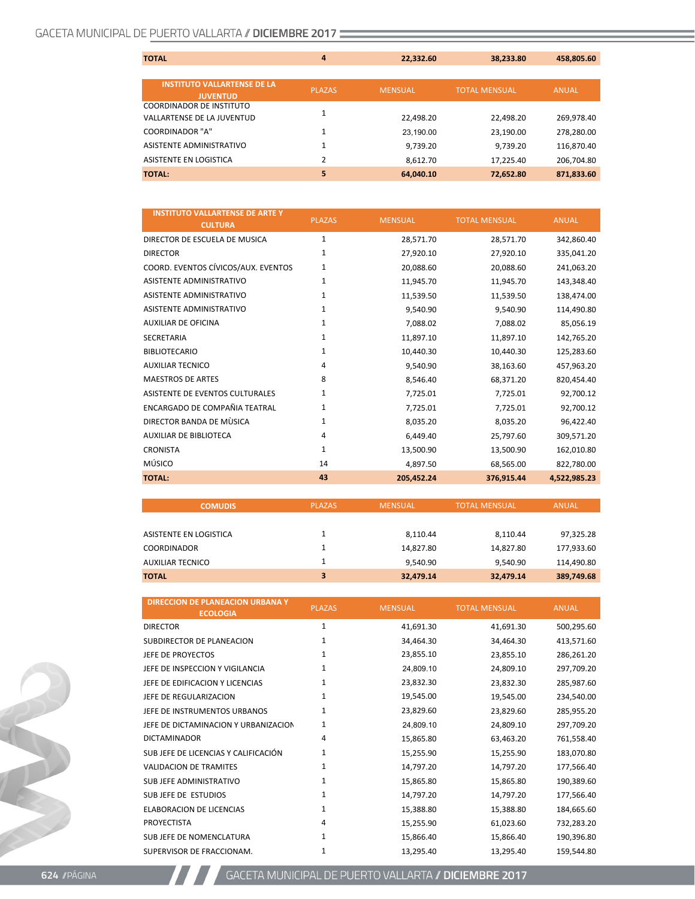| TOTAL | 4 | 22,332.60 | 38,233.80 | 458,805.60 |
|---|---|---|---|---|

| INSTITUTO VALLARTENSE DE LA JUVENTUD | PLAZAS | MENSUAL | TOTAL MENSUAL | ANUAL |
|---|---|---|---|---|
| COORDINADOR DE INSTITUTO VALLARTENSE DE LA JUVENTUD | 1 | 22,498.20 | 22,498.20 | 269,978.40 |
| COORDINADOR "A" | 1 | 23,190.00 | 23,190.00 | 278,280.00 |
| ASISTENTE ADMINISTRATIVO | 1 | 9,739.20 | 9,739.20 | 116,870.40 |
| ASISTENTE EN LOGISTICA | 2 | 8,612.70 | 17,225.40 | 206,704.80 |
| **TOTAL:** | **5** | **64,040.10** | **72,652.80** | **871,833.60** |

| INSTITUTO VALLARTENSE DE ARTE Y CULTURA | PLAZAS | MENSUAL | TOTAL MENSUAL | ANUAL |
|---|---|---|---|---|
| DIRECTOR DE ESCUELA DE MUSICA | 1 | 28,571.70 | 28,571.70 | 342,860.40 |
| DIRECTOR | 1 | 27,920.10 | 27,920.10 | 335,041.20 |
| COORD. EVENTOS CÍVICOS/AUX. EVENTOS | 1 | 20,088.60 | 20,088.60 | 241,063.20 |
| ASISTENTE ADMINISTRATIVO | 1 | 11,945.70 | 11,945.70 | 143,348.40 |
| ASISTENTE ADMINISTRATIVO | 1 | 11,539.50 | 11,539.50 | 138,474.00 |
| ASISTENTE ADMINISTRATIVO | 1 | 9,540.90 | 9,540.90 | 114,490.80 |
| AUXILIAR DE OFICINA | 1 | 7,088.02 | 7,088.02 | 85,056.19 |
| SECRETARIA | 1 | 11,897.10 | 11,897.10 | 142,765.20 |
| BIBLIOTECARIO | 1 | 10,440.30 | 10,440.30 | 125,283.60 |
| AUXILIAR TECNICO | 4 | 9,540.90 | 38,163.60 | 457,963.20 |
| MAESTROS DE ARTES | 8 | 8,546.40 | 68,371.20 | 820,454.40 |
| ASISTENTE DE EVENTOS CULTURALES | 1 | 7,725.01 | 7,725.01 | 92,700.12 |
| ENCARGADO DE COMPAÑIA TEATRAL | 1 | 7,725.01 | 7,725.01 | 92,700.12 |
| DIRECTOR BANDA DE MÙSICA | 1 | 8,035.20 | 8,035.20 | 96,422.40 |
| AUXILIAR DE BIBLIOTECA | 4 | 6,449.40 | 25,797.60 | 309,571.20 |
| CRONISTA | 1 | 13,500.90 | 13,500.90 | 162,010.80 |
| MÚSICO | 14 | 4,897.50 | 68,565.00 | 822,780.00 |
| **TOTAL:** | **43** | **205,452.24** | **376,915.44** | **4,522,985.23** |

| COMUDIS | PLAZAS | MENSUAL | TOTAL MENSUAL | ANUAL |
|---|---|---|---|---|
| ASISTENTE EN LOGISTICA | 1 | 8,110.44 | 8,110.44 | 97,325.28 |
| COORDINADOR | 1 | 14,827.80 | 14,827.80 | 177,933.60 |
| AUXILIAR TECNICO | 1 | 9,540.90 | 9,540.90 | 114,490.80 |
| **TOTAL** | **3** | **32,479.14** | **32,479.14** | **389,749.68** |

| DIRECCION DE PLANEACION URBANA Y ECOLOGIA | PLAZAS | MENSUAL | TOTAL MENSUAL | ANUAL |
|---|---|---|---|---|
| DIRECTOR | 1 | 41,691.30 | 41,691.30 | 500,295.60 |
| SUBDIRECTOR DE PLANEACION | 1 | 34,464.30 | 34,464.30 | 413,571.60 |
| JEFE DE PROYECTOS | 1 | 23,855.10 | 23,855.10 | 286,261.20 |
| JEFE DE INSPECCION Y VIGILANCIA | 1 | 24,809.10 | 24,809.10 | 297,709.20 |
| JEFE DE EDIFICACION Y LICENCIAS | 1 | 23,832.30 | 23,832.30 | 285,987.60 |
| JEFE DE REGULARIZACION | 1 | 19,545.00 | 19,545.00 | 234,540.00 |
| JEFE DE INSTRUMENTOS URBANOS | 1 | 23,829.60 | 23,829.60 | 285,955.20 |
| JEFE DE DICTAMINACION Y URBANIZACION | 1 | 24,809.10 | 24,809.10 | 297,709.20 |
| DICTAMINADOR | 4 | 15,865.80 | 63,463.20 | 761,558.40 |
| SUB JEFE DE LICENCIAS Y CALIFICACIÓN | 1 | 15,255.90 | 15,255.90 | 183,070.80 |
| VALIDACION DE TRAMITES | 1 | 14,797.20 | 14,797.20 | 177,566.40 |
| SUB JEFE ADMINISTRATIVO | 1 | 15,865.80 | 15,865.80 | 190,389.60 |
| SUB JEFE DE ESTUDIOS | 1 | 14,797.20 | 14,797.20 | 177,566.40 |
| ELABORACION DE LICENCIAS | 1 | 15,388.80 | 15,388.80 | 184,665.60 |
| PROYECTISTA | 4 | 15,255.90 | 61,023.60 | 732,283.20 |
| SUB JEFE DE NOMENCLATURA | 1 | 15,866.40 | 15,866.40 | 190,396.80 |
| SUPERVISOR DE FRACCIONAM. | 1 | 13,295.40 | 13,295.40 | 159,544.80 |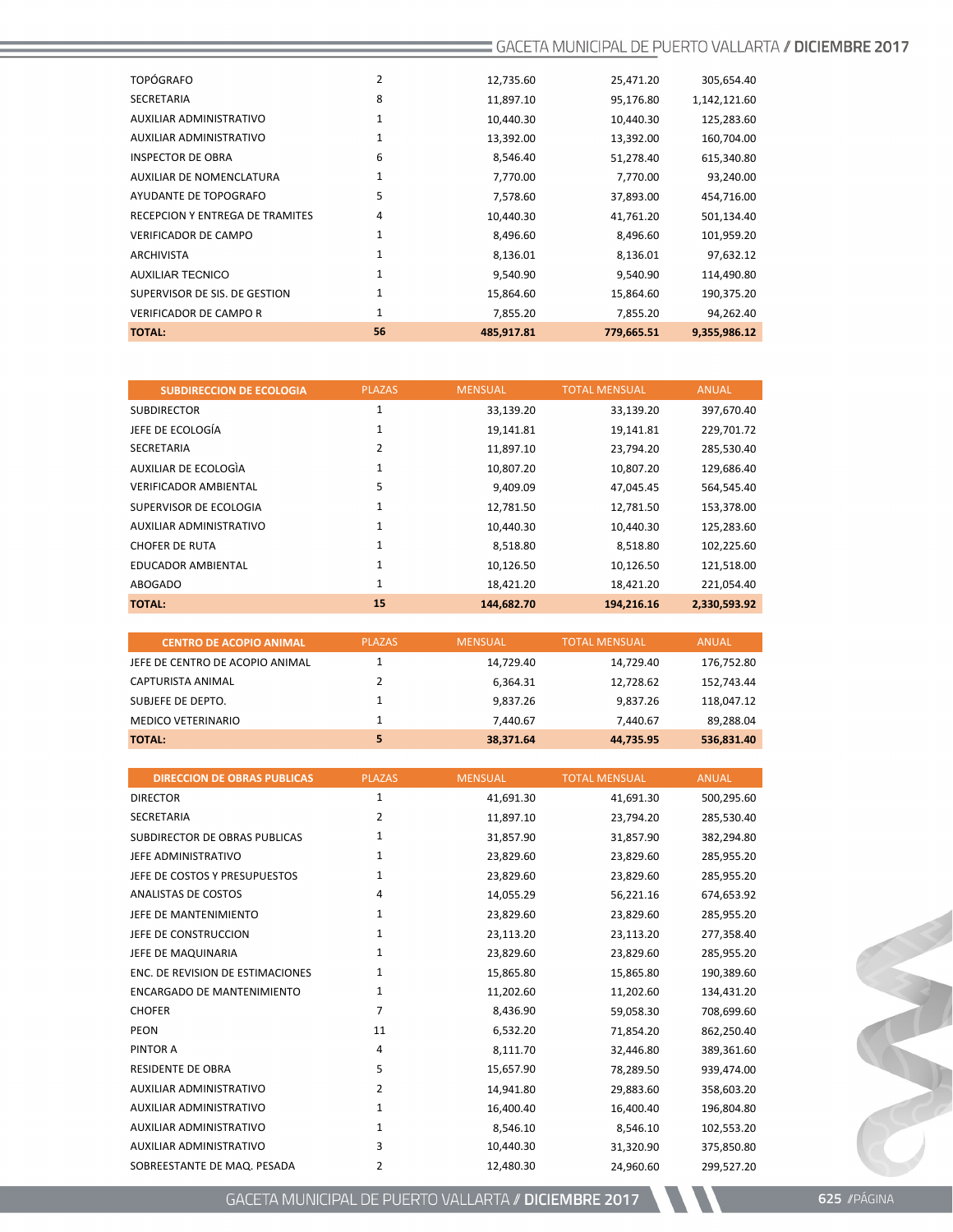| | | | | |
|---|---|---|---|---|
| TOPÓGRAFO | 2 | 12,735.60 | 25,471.20 | 305,654.40 |
| SECRETARIA | 8 | 11,897.10 | 95,176.80 | 1,142,121.60 |
| AUXILIAR ADMINISTRATIVO | 1 | 10,440.30 | 10,440.30 | 125,283.60 |
| AUXILIAR ADMINISTRATIVO | 1 | 13,392.00 | 13,392.00 | 160,704.00 |
| INSPECTOR DE OBRA | 6 | 8,546.40 | 51,278.40 | 615,340.80 |
| AUXILIAR DE NOMENCLATURA | 1 | 7,770.00 | 7,770.00 | 93,240.00 |
| AYUDANTE DE TOPOGRAFO | 5 | 7,578.60 | 37,893.00 | 454,716.00 |
| RECEPCION Y ENTREGA DE TRAMITES | 4 | 10,440.30 | 41,761.20 | 501,134.40 |
| VERIFICADOR DE CAMPO | 1 | 8,496.60 | 8,496.60 | 101,959.20 |
| ARCHIVISTA | 1 | 8,136.01 | 8,136.01 | 97,632.12 |
| AUXILIAR TECNICO | 1 | 9,540.90 | 9,540.90 | 114,490.80 |
| SUPERVISOR DE SIS. DE GESTION | 1 | 15,864.60 | 15,864.60 | 190,375.20 |
| VERIFICADOR DE CAMPO R | 1 | 7,855.20 | 7,855.20 | 94,262.40 |
| **TOTAL:** | **56** | **485,917.81** | **779,665.51** | **9,355,986.12** |

| SUBDIRECCION DE ECOLOGIA | PLAZAS | MENSUAL | TOTAL MENSUAL | ANUAL |
|---|---|---|---|---|
| SUBDIRECTOR | 1 | 33,139.20 | 33,139.20 | 397,670.40 |
| JEFE DE ECOLOGÍA | 1 | 19,141.81 | 19,141.81 | 229,701.72 |
| SECRETARIA | 2 | 11,897.10 | 23,794.20 | 285,530.40 |
| AUXILIAR DE ECOLOGÌA | 1 | 10,807.20 | 10,807.20 | 129,686.40 |
| VERIFICADOR AMBIENTAL | 5 | 9,409.09 | 47,045.45 | 564,545.40 |
| SUPERVISOR DE ECOLOGIA | 1 | 12,781.50 | 12,781.50 | 153,378.00 |
| AUXILIAR ADMINISTRATIVO | 1 | 10,440.30 | 10,440.30 | 125,283.60 |
| CHOFER DE RUTA | 1 | 8,518.80 | 8,518.80 | 102,225.60 |
| EDUCADOR AMBIENTAL | 1 | 10,126.50 | 10,126.50 | 121,518.00 |
| ABOGADO | 1 | 18,421.20 | 18,421.20 | 221,054.40 |
| **TOTAL:** | **15** | **144,682.70** | **194,216.16** | **2,330,593.92** |

| CENTRO DE ACOPIO ANIMAL | PLAZAS | MENSUAL | TOTAL MENSUAL | ANUAL |
|---|---|---|---|---|
| JEFE DE CENTRO DE ACOPIO ANIMAL | 1 | 14,729.40 | 14,729.40 | 176,752.80 |
| CAPTURISTA ANIMAL | 2 | 6,364.31 | 12,728.62 | 152,743.44 |
| SUBJEFE DE DEPTO. | 1 | 9,837.26 | 9,837.26 | 118,047.12 |
| MEDICO VETERINARIO | 1 | 7,440.67 | 7,440.67 | 89,288.04 |
| **TOTAL:** | **5** | **38,371.64** | **44,735.95** | **536,831.40** |

| DIRECCION DE OBRAS PUBLICAS | PLAZAS | MENSUAL | TOTAL MENSUAL | ANUAL |
|---|---|---|---|---|
| DIRECTOR | 1 | 41,691.30 | 41,691.30 | 500,295.60 |
| SECRETARIA | 2 | 11,897.10 | 23,794.20 | 285,530.40 |
| SUBDIRECTOR DE OBRAS PUBLICAS | 1 | 31,857.90 | 31,857.90 | 382,294.80 |
| JEFE ADMINISTRATIVO | 1 | 23,829.60 | 23,829.60 | 285,955.20 |
| JEFE DE COSTOS Y PRESUPUESTOS | 1 | 23,829.60 | 23,829.60 | 285,955.20 |
| ANALISTAS DE COSTOS | 4 | 14,055.29 | 56,221.16 | 674,653.92 |
| JEFE DE MANTENIMIENTO | 1 | 23,829.60 | 23,829.60 | 285,955.20 |
| JEFE DE CONSTRUCCION | 1 | 23,113.20 | 23,113.20 | 277,358.40 |
| JEFE DE MAQUINARIA | 1 | 23,829.60 | 23,829.60 | 285,955.20 |
| ENC. DE REVISION DE ESTIMACIONES | 1 | 15,865.80 | 15,865.80 | 190,389.60 |
| ENCARGADO DE MANTENIMIENTO | 1 | 11,202.60 | 11,202.60 | 134,431.20 |
| CHOFER | 7 | 8,436.90 | 59,058.30 | 708,699.60 |
| PEON | 11 | 6,532.20 | 71,854.20 | 862,250.40 |
| PINTOR A | 4 | 8,111.70 | 32,446.80 | 389,361.60 |
| RESIDENTE DE OBRA | 5 | 15,657.90 | 78,289.50 | 939,474.00 |
| AUXILIAR ADMINISTRATIVO | 2 | 14,941.80 | 29,883.60 | 358,603.20 |
| AUXILIAR ADMINISTRATIVO | 1 | 16,400.40 | 16,400.40 | 196,804.80 |
| AUXILIAR ADMINISTRATIVO | 1 | 8,546.10 | 8,546.10 | 102,553.20 |
| AUXILIAR ADMINISTRATIVO | 3 | 10,440.30 | 31,320.90 | 375,850.80 |
| SOBREESTANTE DE MAQ. PESADA | 2 | 12,480.30 | 24,960.60 | 299,527.20 |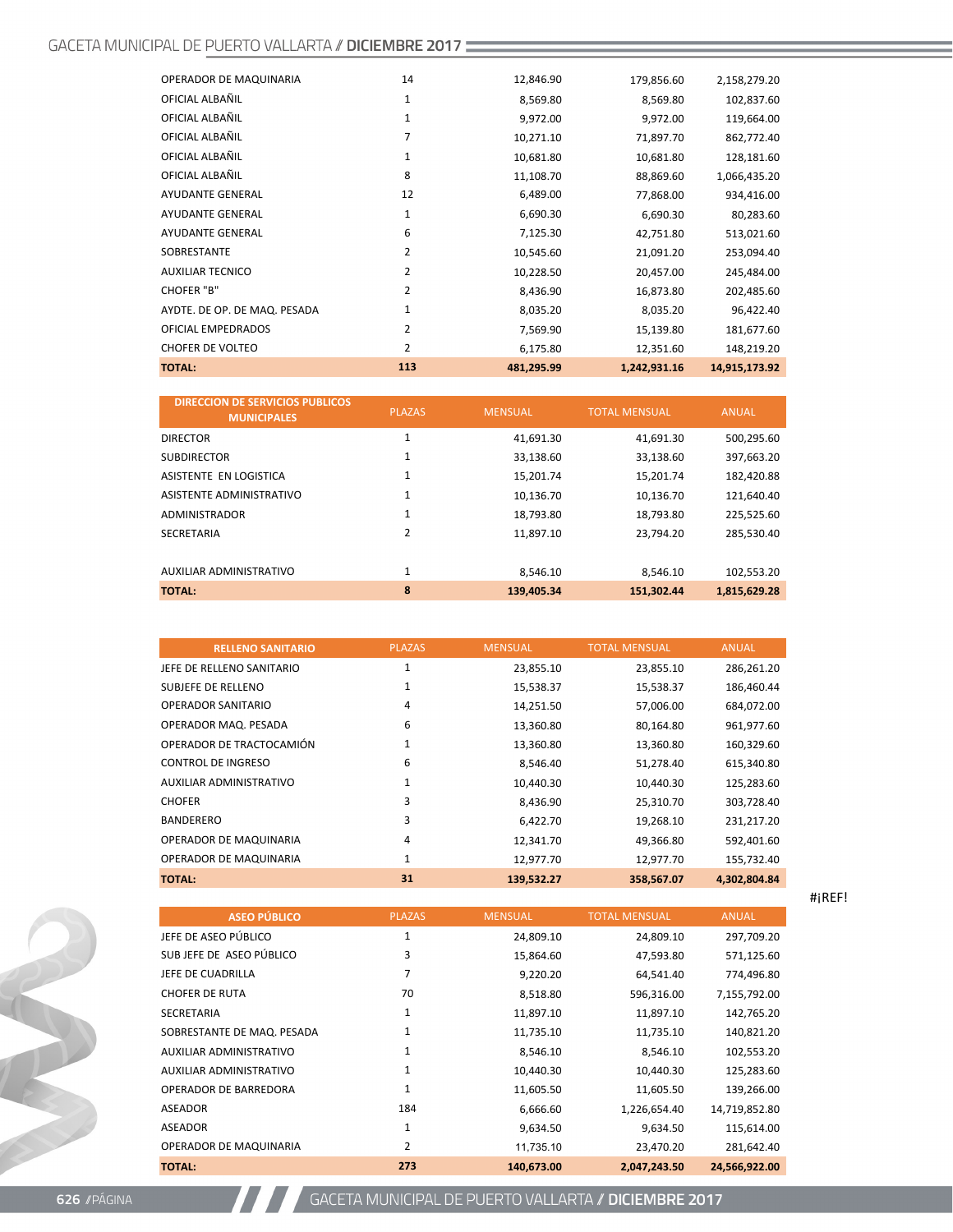| | | | | |
|---|---|---|---|---|
| OPERADOR DE MAQUINARIA | 14 | 12,846.90 | 179,856.60 | 2,158,279.20 |
| OFICIAL ALBAÑIL | 1 | 8,569.80 | 8,569.80 | 102,837.60 |
| OFICIAL ALBAÑIL | 1 | 9,972.00 | 9,972.00 | 119,664.00 |
| OFICIAL ALBAÑIL | 7 | 10,271.10 | 71,897.70 | 862,772.40 |
| OFICIAL ALBAÑIL | 1 | 10,681.80 | 10,681.80 | 128,181.60 |
| OFICIAL ALBAÑIL | 8 | 11,108.70 | 88,869.60 | 1,066,435.20 |
| AYUDANTE GENERAL | 12 | 6,489.00 | 77,868.00 | 934,416.00 |
| AYUDANTE GENERAL | 1 | 6,690.30 | 6,690.30 | 80,283.60 |
| AYUDANTE GENERAL | 6 | 7,125.30 | 42,751.80 | 513,021.60 |
| SOBRESTANTE | 2 | 10,545.60 | 21,091.20 | 253,094.40 |
| AUXILIAR TECNICO | 2 | 10,228.50 | 20,457.00 | 245,484.00 |
| CHOFER "B" | 2 | 8,436.90 | 16,873.80 | 202,485.60 |
| AYDTE. DE OP. DE MAQ. PESADA | 1 | 8,035.20 | 8,035.20 | 96,422.40 |
| OFICIAL EMPEDRADOS | 2 | 7,569.90 | 15,139.80 | 181,677.60 |
| CHOFER DE VOLTEO | 2 | 6,175.80 | 12,351.60 | 148,219.20 |
| **TOTAL:** | **113** | **481,295.99** | **1,242,931.16** | **14,915,173.92** |

| DIRECCION DE SERVICIOS PUBLICOS MUNICIPALES | PLAZAS | MENSUAL | TOTAL MENSUAL | ANUAL |
|---|---|---|---|---|
| DIRECTOR | 1 | 41,691.30 | 41,691.30 | 500,295.60 |
| SUBDIRECTOR | 1 | 33,138.60 | 33,138.60 | 397,663.20 |
| ASISTENTE EN LOGISTICA | 1 | 15,201.74 | 15,201.74 | 182,420.88 |
| ASISTENTE ADMINISTRATIVO | 1 | 10,136.70 | 10,136.70 | 121,640.40 |
| ADMINISTRADOR | 1 | 18,793.80 | 18,793.80 | 225,525.60 |
| SECRETARIA | 2 | 11,897.10 | 23,794.20 | 285,530.40 |
| AUXILIAR ADMINISTRATIVO | 1 | 8,546.10 | 8,546.10 | 102,553.20 |
| **TOTAL:** | **8** | **139,405.34** | **151,302.44** | **1,815,629.28** |

| RELLENO SANITARIO | PLAZAS | MENSUAL | TOTAL MENSUAL | ANUAL |
|---|---|---|---|---|
| JEFE DE RELLENO SANITARIO | 1 | 23,855.10 | 23,855.10 | 286,261.20 |
| SUBJEFE DE RELLENO | 1 | 15,538.37 | 15,538.37 | 186,460.44 |
| OPERADOR SANITARIO | 4 | 14,251.50 | 57,006.00 | 684,072.00 |
| OPERADOR MAQ. PESADA | 6 | 13,360.80 | 80,164.80 | 961,977.60 |
| OPERADOR DE TRACTOCAMIÓN | 1 | 13,360.80 | 13,360.80 | 160,329.60 |
| CONTROL DE INGRESO | 6 | 8,546.40 | 51,278.40 | 615,340.80 |
| AUXILIAR ADMINISTRATIVO | 1 | 10,440.30 | 10,440.30 | 125,283.60 |
| CHOFER | 3 | 8,436.90 | 25,310.70 | 303,728.40 |
| BANDERERO | 3 | 6,422.70 | 19,268.10 | 231,217.20 |
| OPERADOR DE MAQUINARIA | 4 | 12,341.70 | 49,366.80 | 592,401.60 |
| OPERADOR DE MAQUINARIA | 1 | 12,977.70 | 12,977.70 | 155,732.40 |
| **TOTAL:** | **31** | **139,532.27** | **358,567.07** | **4,302,804.84** |

#¡REF!

| ASEO PÚBLICO | PLAZAS | MENSUAL | TOTAL MENSUAL | ANUAL |
|---|---|---|---|---|
| JEFE DE ASEO PÚBLICO | 1 | 24,809.10 | 24,809.10 | 297,709.20 |
| SUB JEFE DE ASEO PÚBLICO | 3 | 15,864.60 | 47,593.80 | 571,125.60 |
| JEFE DE CUADRILLA | 7 | 9,220.20 | 64,541.40 | 774,496.80 |
| CHOFER DE RUTA | 70 | 8,518.80 | 596,316.00 | 7,155,792.00 |
| SECRETARIA | 1 | 11,897.10 | 11,897.10 | 142,765.20 |
| SOBRESTANTE DE MAQ. PESADA | 1 | 11,735.10 | 11,735.10 | 140,821.20 |
| AUXILIAR ADMINISTRATIVO | 1 | 8,546.10 | 8,546.10 | 102,553.20 |
| AUXILIAR ADMINISTRATIVO | 1 | 10,440.30 | 10,440.30 | 125,283.60 |
| OPERADOR DE BARREDORA | 1 | 11,605.50 | 11,605.50 | 139,266.00 |
| ASEADOR | 184 | 6,666.60 | 1,226,654.40 | 14,719,852.80 |
| ASEADOR | 1 | 9,634.50 | 9,634.50 | 115,614.00 |
| OPERADOR DE MAQUINARIA | 2 | 11,735.10 | 23,470.20 | 281,642.40 |
| **TOTAL:** | **273** | **140,673.00** | **2,047,243.50** | **24,566,922.00** |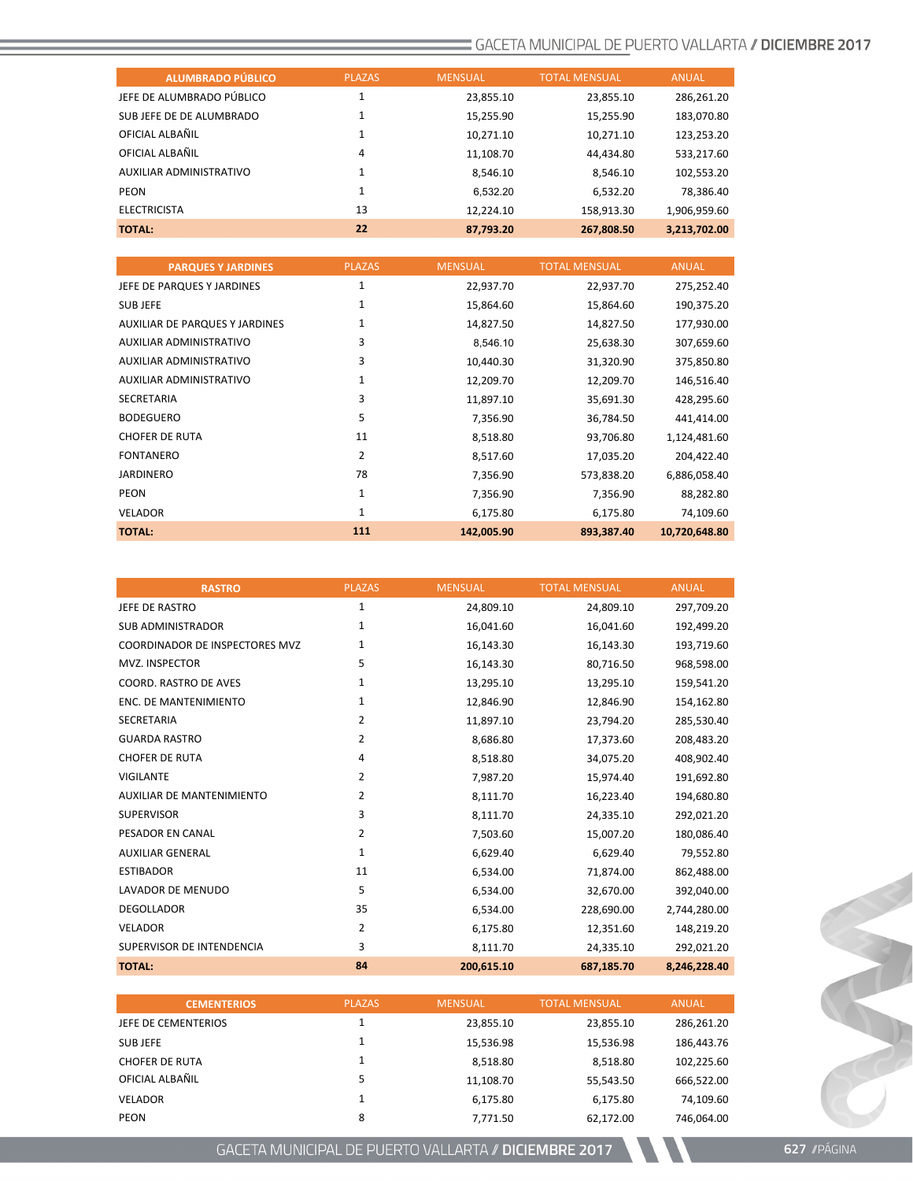| ALUMBRADO PÚBLICO | PLAZAS | MENSUAL | TOTAL MENSUAL | ANUAL |
|---|---|---|---|---|
| JEFE DE ALUMBRADO PÚBLICO | 1 | 23,855.10 | 23,855.10 | 286,261.20 |
| SUB JEFE DE DE ALUMBRADO | 1 | 15,255.90 | 15,255.90 | 183,070.80 |
| OFICIAL ALBAÑIL | 1 | 10,271.10 | 10,271.10 | 123,253.20 |
| OFICIAL ALBAÑIL | 4 | 11,108.70 | 44,434.80 | 533,217.60 |
| AUXILIAR ADMINISTRATIVO | 1 | 8,546.10 | 8,546.10 | 102,553.20 |
| PEON | 1 | 6,532.20 | 6,532.20 | 78,386.40 |
| ELECTRICISTA | 13 | 12,224.10 | 158,913.30 | 1,906,959.60 |
| **TOTAL:** | **22** | **87,793.20** | **267,808.50** | **3,213,702.00** |

| PARQUES Y JARDINES | PLAZAS | MENSUAL | TOTAL MENSUAL | ANUAL |
|---|---|---|---|---|
| JEFE DE PARQUES Y JARDINES | 1 | 22,937.70 | 22,937.70 | 275,252.40 |
| SUB JEFE | 1 | 15,864.60 | 15,864.60 | 190,375.20 |
| AUXILIAR DE PARQUES Y JARDINES | 1 | 14,827.50 | 14,827.50 | 177,930.00 |
| AUXILIAR ADMINISTRATIVO | 3 | 8,546.10 | 25,638.30 | 307,659.60 |
| AUXILIAR ADMINISTRATIVO | 3 | 10,440.30 | 31,320.90 | 375,850.80 |
| AUXILIAR ADMINISTRATIVO | 1 | 12,209.70 | 12,209.70 | 146,516.40 |
| SECRETARIA | 3 | 11,897.10 | 35,691.30 | 428,295.60 |
| BODEGUERO | 5 | 7,356.90 | 36,784.50 | 441,414.00 |
| CHOFER DE RUTA | 11 | 8,518.80 | 93,706.80 | 1,124,481.60 |
| FONTANERO | 2 | 8,517.60 | 17,035.20 | 204,422.40 |
| JARDINERO | 78 | 7,356.90 | 573,838.20 | 6,886,058.40 |
| PEON | 1 | 7,356.90 | 7,356.90 | 88,282.80 |
| VELADOR | 1 | 6,175.80 | 6,175.80 | 74,109.60 |
| **TOTAL:** | **111** | **142,005.90** | **893,387.40** | **10,720,648.80** |

| RASTRO | PLAZAS | MENSUAL | TOTAL MENSUAL | ANUAL |
|---|---|---|---|---|
| JEFE DE RASTRO | 1 | 24,809.10 | 24,809.10 | 297,709.20 |
| SUB ADMINISTRADOR | 1 | 16,041.60 | 16,041.60 | 192,499.20 |
| COORDINADOR DE INSPECTORES MVZ | 1 | 16,143.30 | 16,143.30 | 193,719.60 |
| MVZ. INSPECTOR | 5 | 16,143.30 | 80,716.50 | 968,598.00 |
| COORD. RASTRO DE AVES | 1 | 13,295.10 | 13,295.10 | 159,541.20 |
| ENC. DE MANTENIMIENTO | 1 | 12,846.90 | 12,846.90 | 154,162.80 |
| SECRETARIA | 2 | 11,897.10 | 23,794.20 | 285,530.40 |
| GUARDA RASTRO | 2 | 8,686.80 | 17,373.60 | 208,483.20 |
| CHOFER DE RUTA | 4 | 8,518.80 | 34,075.20 | 408,902.40 |
| VIGILANTE | 2 | 7,987.20 | 15,974.40 | 191,692.80 |
| AUXILIAR DE MANTENIMIENTO | 2 | 8,111.70 | 16,223.40 | 194,680.80 |
| SUPERVISOR | 3 | 8,111.70 | 24,335.10 | 292,021.20 |
| PESADOR EN CANAL | 2 | 7,503.60 | 15,007.20 | 180,086.40 |
| AUXILIAR GENERAL | 1 | 6,629.40 | 6,629.40 | 79,552.80 |
| ESTIBADOR | 11 | 6,534.00 | 71,874.00 | 862,488.00 |
| LAVADOR DE MENUDO | 5 | 6,534.00 | 32,670.00 | 392,040.00 |
| DEGOLLADOR | 35 | 6,534.00 | 228,690.00 | 2,744,280.00 |
| VELADOR | 2 | 6,175.80 | 12,351.60 | 148,219.20 |
| SUPERVISOR DE INTENDENCIA | 3 | 8,111.70 | 24,335.10 | 292,021.20 |
| **TOTAL:** | **84** | **200,615.10** | **687,185.70** | **8,246,228.40** |

| CEMENTERIOS | PLAZAS | MENSUAL | TOTAL MENSUAL | ANUAL |
|---|---|---|---|---|
| JEFE DE CEMENTERIOS | 1 | 23,855.10 | 23,855.10 | 286,261.20 |
| SUB JEFE | 1 | 15,536.98 | 15,536.98 | 186,443.76 |
| CHOFER DE RUTA | 1 | 8,518.80 | 8,518.80 | 102,225.60 |
| OFICIAL ALBAÑIL | 5 | 11,108.70 | 55,543.50 | 666,522.00 |
| VELADOR | 1 | 6,175.80 | 6,175.80 | 74,109.60 |
| PEON | 8 | 7,771.50 | 62,172.00 | 746,064.00 |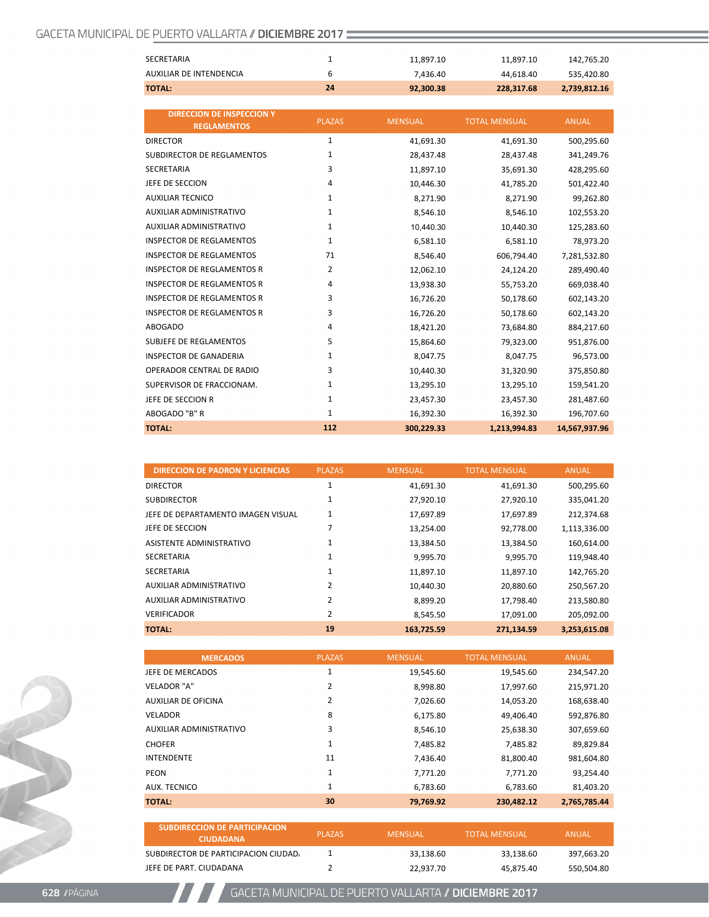| | | | | |
|---|---|---|---|---|
| SECRETARIA | 1 | 11,897.10 | 11,897.10 | 142,765.20 |
| AUXILIAR DE INTENDENCIA | 6 | 7,436.40 | 44,618.40 | 535,420.80 |
| **TOTAL:** | **24** | **92,300.38** | **228,317.68** | **2,739,812.16** |

| DIRECCION DE INSPECCION Y REGLAMENTOS | PLAZAS | MENSUAL | TOTAL MENSUAL | ANUAL |
|---|---|---|---|---|
| DIRECTOR | 1 | 41,691.30 | 41,691.30 | 500,295.60 |
| SUBDIRECTOR DE REGLAMENTOS | 1 | 28,437.48 | 28,437.48 | 341,249.76 |
| SECRETARIA | 3 | 11,897.10 | 35,691.30 | 428,295.60 |
| JEFE DE SECCION | 4 | 10,446.30 | 41,785.20 | 501,422.40 |
| AUXILIAR TECNICO | 1 | 8,271.90 | 8,271.90 | 99,262.80 |
| AUXILIAR ADMINISTRATIVO | 1 | 8,546.10 | 8,546.10 | 102,553.20 |
| AUXILIAR ADMINISTRATIVO | 1 | 10,440.30 | 10,440.30 | 125,283.60 |
| INSPECTOR DE REGLAMENTOS | 1 | 6,581.10 | 6,581.10 | 78,973.20 |
| INSPECTOR DE REGLAMENTOS | 71 | 8,546.40 | 606,794.40 | 7,281,532.80 |
| INSPECTOR DE REGLAMENTOS R | 2 | 12,062.10 | 24,124.20 | 289,490.40 |
| INSPECTOR DE REGLAMENTOS R | 4 | 13,938.30 | 55,753.20 | 669,038.40 |
| INSPECTOR DE REGLAMENTOS R | 3 | 16,726.20 | 50,178.60 | 602,143.20 |
| INSPECTOR DE REGLAMENTOS R | 3 | 16,726.20 | 50,178.60 | 602,143.20 |
| ABOGADO | 4 | 18,421.20 | 73,684.80 | 884,217.60 |
| SUBJEFE DE REGLAMENTOS | 5 | 15,864.60 | 79,323.00 | 951,876.00 |
| INSPECTOR DE GANADERIA | 1 | 8,047.75 | 8,047.75 | 96,573.00 |
| OPERADOR CENTRAL DE RADIO | 3 | 10,440.30 | 31,320.90 | 375,850.80 |
| SUPERVISOR DE FRACCIONAM. | 1 | 13,295.10 | 13,295.10 | 159,541.20 |
| JEFE DE SECCION R | 1 | 23,457.30 | 23,457.30 | 281,487.60 |
| ABOGADO "B" R | 1 | 16,392.30 | 16,392.30 | 196,707.60 |
| **TOTAL:** | **112** | **300,229.33** | **1,213,994.83** | **14,567,937.96** |

| DIRECCION DE PADRON Y LICIENCIAS | PLAZAS | MENSUAL | TOTAL MENSUAL | ANUAL |
|---|---|---|---|---|
| DIRECTOR | 1 | 41,691.30 | 41,691.30 | 500,295.60 |
| SUBDIRECTOR | 1 | 27,920.10 | 27,920.10 | 335,041.20 |
| JEFE DE DEPARTAMENTO IMAGEN VISUAL | 1 | 17,697.89 | 17,697.89 | 212,374.68 |
| JEFE DE SECCION | 7 | 13,254.00 | 92,778.00 | 1,113,336.00 |
| ASISTENTE ADMINISTRATIVO | 1 | 13,384.50 | 13,384.50 | 160,614.00 |
| SECRETARIA | 1 | 9,995.70 | 9,995.70 | 119,948.40 |
| SECRETARIA | 1 | 11,897.10 | 11,897.10 | 142,765.20 |
| AUXILIAR ADMINISTRATIVO | 2 | 10,440.30 | 20,880.60 | 250,567.20 |
| AUXILIAR ADMINISTRATIVO | 2 | 8,899.20 | 17,798.40 | 213,580.80 |
| VERIFICADOR | 2 | 8,545.50 | 17,091.00 | 205,092.00 |
| **TOTAL:** | **19** | **163,725.59** | **271,134.59** | **3,253,615.08** |

| MERCADOS | PLAZAS | MENSUAL | TOTAL MENSUAL | ANUAL |
|---|---|---|---|---|
| JEFE DE MERCADOS | 1 | 19,545.60 | 19,545.60 | 234,547.20 |
| VELADOR "A" | 2 | 8,998.80 | 17,997.60 | 215,971.20 |
| AUXILIAR DE OFICINA | 2 | 7,026.60 | 14,053.20 | 168,638.40 |
| VELADOR | 8 | 6,175.80 | 49,406.40 | 592,876.80 |
| AUXILIAR ADMINISTRATIVO | 3 | 8,546.10 | 25,638.30 | 307,659.60 |
| CHOFER | 1 | 7,485.82 | 7,485.82 | 89,829.84 |
| INTENDENTE | 11 | 7,436.40 | 81,800.40 | 981,604.80 |
| PEON | 1 | 7,771.20 | 7,771.20 | 93,254.40 |
| AUX. TECNICO | 1 | 6,783.60 | 6,783.60 | 81,403.20 |
| **TOTAL:** | **30** | **79,769.92** | **230,482.12** | **2,765,785.44** |

| SUBDIRECCION DE PARTICIPACION CIUDADANA | PLAZAS | MENSUAL | TOTAL MENSUAL | ANUAL |
|---|---|---|---|---|
| SUBDIRECTOR DE PARTICIPACION CIUDAD. | 1 | 33,138.60 | 33,138.60 | 397,663.20 |
| JEFE DE PART. CIUDADANA | 2 | 22,937.70 | 45,875.40 | 550,504.80 |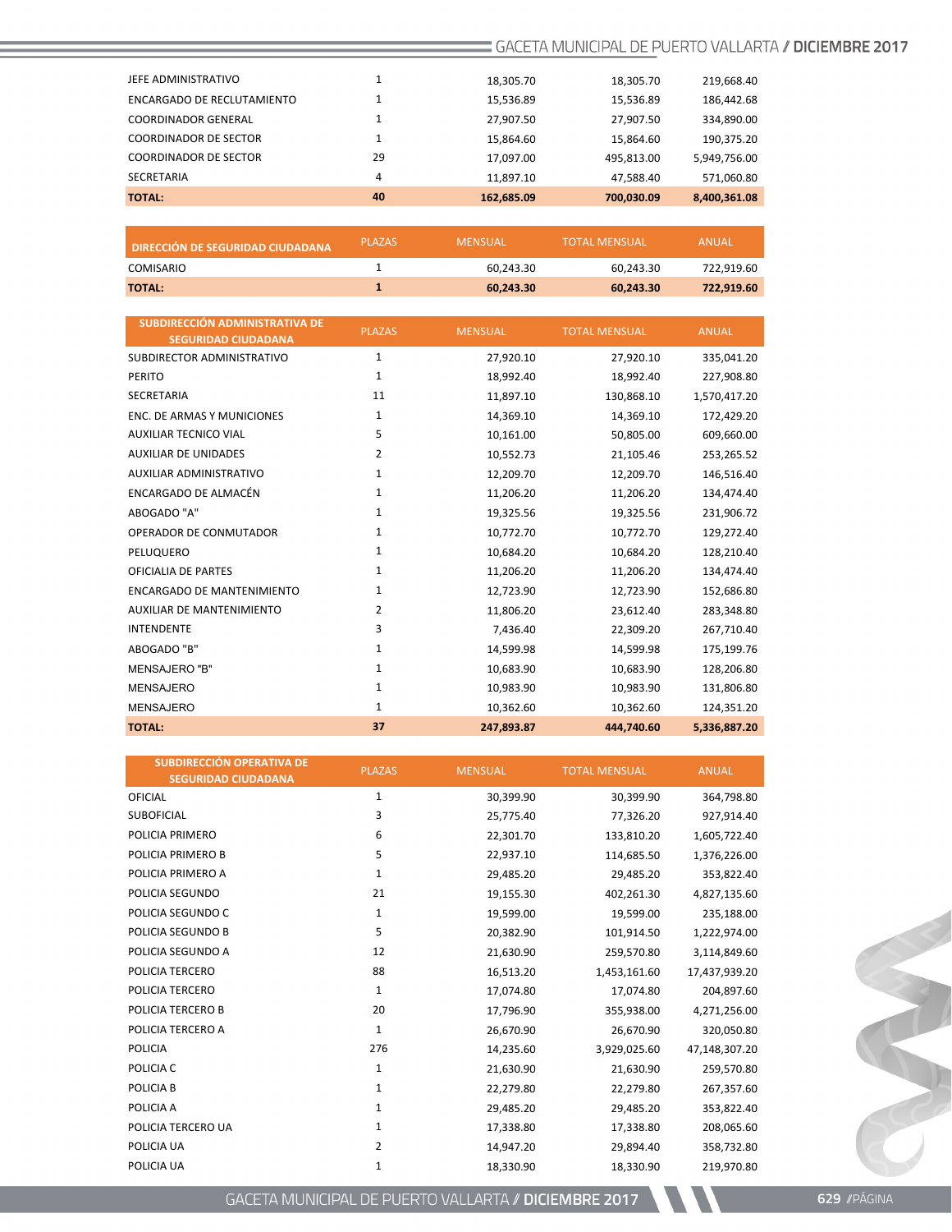| | | | | |
|---|---|---|---|---|
| JEFE ADMINISTRATIVO | 1 | 18,305.70 | 18,305.70 | 219,668.40 |
| ENCARGADO DE RECLUTAMIENTO | 1 | 15,536.89 | 15,536.89 | 186,442.68 |
| COORDINADOR GENERAL | 1 | 27,907.50 | 27,907.50 | 334,890.00 |
| COORDINADOR DE SECTOR | 1 | 15,864.60 | 15,864.60 | 190,375.20 |
| COORDINADOR DE SECTOR | 29 | 17,097.00 | 495,813.00 | 5,949,756.00 |
| SECRETARIA | 4 | 11,897.10 | 47,588.40 | 571,060.80 |
| **TOTAL:** | **40** | **162,685.09** | **700,030.09** | **8,400,361.08** |

| DIRECCIÓN DE SEGURIDAD CIUDADANA | PLAZAS | MENSUAL | TOTAL MENSUAL | ANUAL |
|---|---|---|---|---|
| COMISARIO | 1 | 60,243.30 | 60,243.30 | 722,919.60 |
| **TOTAL:** | **1** | **60,243.30** | **60,243.30** | **722,919.60** |

| SUBDIRECCIÓN ADMINISTRATIVA DE SEGURIDAD CIUDADANA | PLAZAS | MENSUAL | TOTAL MENSUAL | ANUAL |
|---|---|---|---|---|
| SUBDIRECTOR ADMINISTRATIVO | 1 | 27,920.10 | 27,920.10 | 335,041.20 |
| PERITO | 1 | 18,992.40 | 18,992.40 | 227,908.80 |
| SECRETARIA | 11 | 11,897.10 | 130,868.10 | 1,570,417.20 |
| ENC. DE ARMAS Y MUNICIONES | 1 | 14,369.10 | 14,369.10 | 172,429.20 |
| AUXILIAR TECNICO VIAL | 5 | 10,161.00 | 50,805.00 | 609,660.00 |
| AUXILIAR DE UNIDADES | 2 | 10,552.73 | 21,105.46 | 253,265.52 |
| AUXILIAR ADMINISTRATIVO | 1 | 12,209.70 | 12,209.70 | 146,516.40 |
| ENCARGADO DE ALMACÉN | 1 | 11,206.20 | 11,206.20 | 134,474.40 |
| ABOGADO "A" | 1 | 19,325.56 | 19,325.56 | 231,906.72 |
| OPERADOR DE CONMUTADOR | 1 | 10,772.70 | 10,772.70 | 129,272.40 |
| PELUQUERO | 1 | 10,684.20 | 10,684.20 | 128,210.40 |
| OFICIALIA DE PARTES | 1 | 11,206.20 | 11,206.20 | 134,474.40 |
| ENCARGADO DE MANTENIMIENTO | 1 | 12,723.90 | 12,723.90 | 152,686.80 |
| AUXILIAR DE MANTENIMIENTO | 2 | 11,806.20 | 23,612.40 | 283,348.80 |
| INTENDENTE | 3 | 7,436.40 | 22,309.20 | 267,710.40 |
| ABOGADO "B" | 1 | 14,599.98 | 14,599.98 | 175,199.76 |
| MENSAJERO "B" | 1 | 10,683.90 | 10,683.90 | 128,206.80 |
| MENSAJERO | 1 | 10,983.90 | 10,983.90 | 131,806.80 |
| MENSAJERO | 1 | 10,362.60 | 10,362.60 | 124,351.20 |
| **TOTAL:** | **37** | **247,893.87** | **444,740.60** | **5,336,887.20** |

| SUBDIRECCIÓN OPERATIVA DE SEGURIDAD CIUDADANA | PLAZAS | MENSUAL | TOTAL MENSUAL | ANUAL |
|---|---|---|---|---|
| OFICIAL | 1 | 30,399.90 | 30,399.90 | 364,798.80 |
| SUBOFICIAL | 3 | 25,775.40 | 77,326.20 | 927,914.40 |
| POLICIA PRIMERO | 6 | 22,301.70 | 133,810.20 | 1,605,722.40 |
| POLICIA PRIMERO B | 5 | 22,937.10 | 114,685.50 | 1,376,226.00 |
| POLICIA PRIMERO A | 1 | 29,485.20 | 29,485.20 | 353,822.40 |
| POLICIA SEGUNDO | 21 | 19,155.30 | 402,261.30 | 4,827,135.60 |
| POLICIA SEGUNDO C | 1 | 19,599.00 | 19,599.00 | 235,188.00 |
| POLICIA SEGUNDO B | 5 | 20,382.90 | 101,914.50 | 1,222,974.00 |
| POLICIA SEGUNDO A | 12 | 21,630.90 | 259,570.80 | 3,114,849.60 |
| POLICIA TERCERO | 88 | 16,513.20 | 1,453,161.60 | 17,437,939.20 |
| POLICIA TERCERO | 1 | 17,074.80 | 17,074.80 | 204,897.60 |
| POLICIA TERCERO B | 20 | 17,796.90 | 355,938.00 | 4,271,256.00 |
| POLICIA TERCERO A | 1 | 26,670.90 | 26,670.90 | 320,050.80 |
| POLICIA | 276 | 14,235.60 | 3,929,025.60 | 47,148,307.20 |
| POLICIA C | 1 | 21,630.90 | 21,630.90 | 259,570.80 |
| POLICIA B | 1 | 22,279.80 | 22,279.80 | 267,357.60 |
| POLICIA A | 1 | 29,485.20 | 29,485.20 | 353,822.40 |
| POLICIA TERCERO UA | 1 | 17,338.80 | 17,338.80 | 208,065.60 |
| POLICIA UA | 2 | 14,947.20 | 29,894.40 | 358,732.80 |
| POLICIA UA | 1 | 18,330.90 | 18,330.90 | 219,970.80 |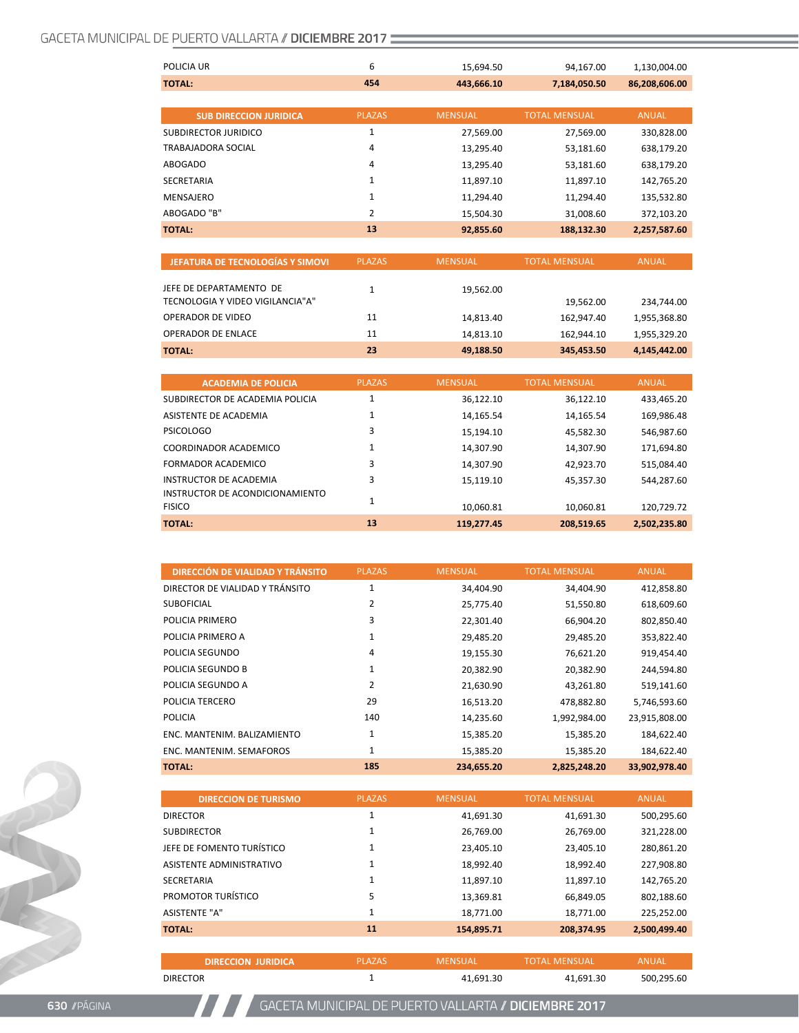| | | | | |
|---|---|---|---|---|
| POLICIA UR | 6 | 15,694.50 | 94,167.00 | 1,130,004.00 |
| **TOTAL:** | **454** | **443,666.10** | **7,184,050.50** | **86,208,606.00** |

| SUB DIRECCION JURIDICA | PLAZAS | MENSUAL | TOTAL MENSUAL | ANUAL |
|---|---|---|---|---|
| SUBDIRECTOR JURIDICO | 1 | 27,569.00 | 27,569.00 | 330,828.00 |
| TRABAJADORA SOCIAL | 4 | 13,295.40 | 53,181.60 | 638,179.20 |
| ABOGADO | 4 | 13,295.40 | 53,181.60 | 638,179.20 |
| SECRETARIA | 1 | 11,897.10 | 11,897.10 | 142,765.20 |
| MENSAJERO | 1 | 11,294.40 | 11,294.40 | 135,532.80 |
| ABOGADO "B" | 2 | 15,504.30 | 31,008.60 | 372,103.20 |
| **TOTAL:** | **13** | **92,855.60** | **188,132.30** | **2,257,587.60** |

| JEFATURA DE TECNOLOGÍAS Y SIMOVI | PLAZAS | MENSUAL | TOTAL MENSUAL | ANUAL |
|---|---|---|---|---|
| JEFE DE DEPARTAMENTO DE TECNOLOGIA Y VIDEO VIGILANCIA"A" | 1 | 19,562.00 | 19,562.00 | 234,744.00 |
| OPERADOR DE VIDEO | 11 | 14,813.40 | 162,947.40 | 1,955,368.80 |
| OPERADOR DE ENLACE | 11 | 14,813.10 | 162,944.10 | 1,955,329.20 |
| **TOTAL:** | **23** | **49,188.50** | **345,453.50** | **4,145,442.00** |

| ACADEMIA DE POLICIA | PLAZAS | MENSUAL | TOTAL MENSUAL | ANUAL |
|---|---|---|---|---|
| SUBDIRECTOR DE ACADEMIA POLICIA | 1 | 36,122.10 | 36,122.10 | 433,465.20 |
| ASISTENTE DE ACADEMIA | 1 | 14,165.54 | 14,165.54 | 169,986.48 |
| PSICOLOGO | 3 | 15,194.10 | 45,582.30 | 546,987.60 |
| COORDINADOR ACADEMICO | 1 | 14,307.90 | 14,307.90 | 171,694.80 |
| FORMADOR ACADEMICO | 3 | 14,307.90 | 42,923.70 | 515,084.40 |
| INSTRUCTOR DE ACADEMIA | 3 | 15,119.10 | 45,357.30 | 544,287.60 |
| INSTRUCTOR DE ACONDICIONAMIENTO FISICO | 1 | 10,060.81 | 10,060.81 | 120,729.72 |
| **TOTAL:** | **13** | **119,277.45** | **208,519.65** | **2,502,235.80** |

| DIRECCIÓN DE VIALIDAD Y TRÁNSITO | PLAZAS | MENSUAL | TOTAL MENSUAL | ANUAL |
|---|---|---|---|---|
| DIRECTOR DE VIALIDAD Y TRÁNSITO | 1 | 34,404.90 | 34,404.90 | 412,858.80 |
| SUBOFICIAL | 2 | 25,775.40 | 51,550.80 | 618,609.60 |
| POLICIA PRIMERO | 3 | 22,301.40 | 66,904.20 | 802,850.40 |
| POLICIA PRIMERO A | 1 | 29,485.20 | 29,485.20 | 353,822.40 |
| POLICIA SEGUNDO | 4 | 19,155.30 | 76,621.20 | 919,454.40 |
| POLICIA SEGUNDO B | 1 | 20,382.90 | 20,382.90 | 244,594.80 |
| POLICIA SEGUNDO A | 2 | 21,630.90 | 43,261.80 | 519,141.60 |
| POLICIA TERCERO | 29 | 16,513.20 | 478,882.80 | 5,746,593.60 |
| POLICIA | 140 | 14,235.60 | 1,992,984.00 | 23,915,808.00 |
| ENC. MANTENIM. BALIZAMIENTO | 1 | 15,385.20 | 15,385.20 | 184,622.40 |
| ENC. MANTENIM. SEMAFOROS | 1 | 15,385.20 | 15,385.20 | 184,622.40 |
| **TOTAL:** | **185** | **234,655.20** | **2,825,248.20** | **33,902,978.40** |

| DIRECCION DE TURISMO | PLAZAS | MENSUAL | TOTAL MENSUAL | ANUAL |
|---|---|---|---|---|
| DIRECTOR | 1 | 41,691.30 | 41,691.30 | 500,295.60 |
| SUBDIRECTOR | 1 | 26,769.00 | 26,769.00 | 321,228.00 |
| JEFE DE FOMENTO TURÍSTICO | 1 | 23,405.10 | 23,405.10 | 280,861.20 |
| ASISTENTE ADMINISTRATIVO | 1 | 18,992.40 | 18,992.40 | 227,908.80 |
| SECRETARIA | 1 | 11,897.10 | 11,897.10 | 142,765.20 |
| PROMOTOR TURÍSTICO | 5 | 13,369.81 | 66,849.05 | 802,188.60 |
| ASISTENTE "A" | 1 | 18,771.00 | 18,771.00 | 225,252.00 |
| **TOTAL:** | **11** | **154,895.71** | **208,374.95** | **2,500,499.40** |

| DIRECCION JURIDICA | PLAZAS | MENSUAL | TOTAL MENSUAL | ANUAL |
|---|---|---|---|---|
| DIRECTOR | 1 | 41,691.30 | 41,691.30 | 500,295.60 |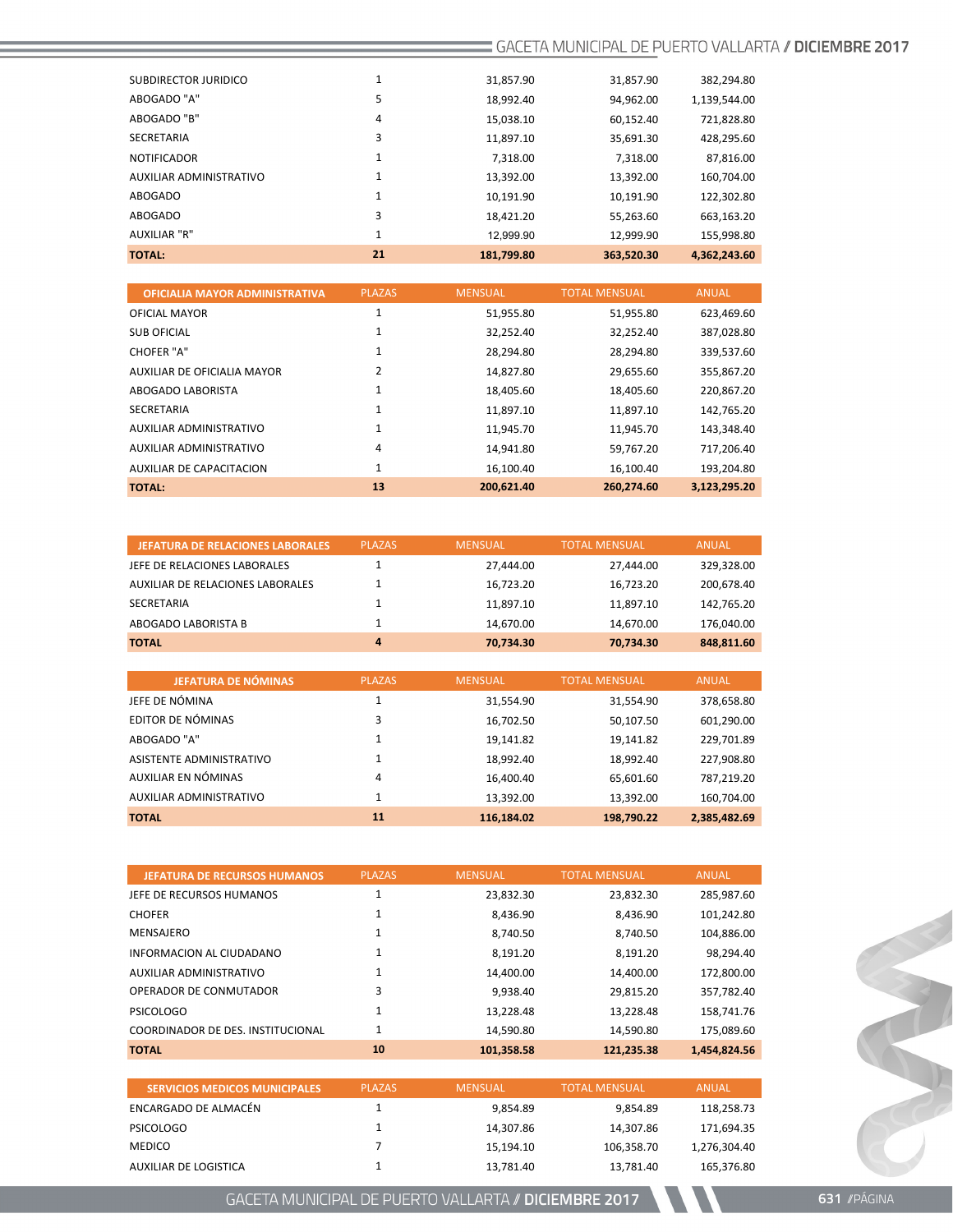| | | | | |
|---|---|---|---|---|
| SUBDIRECTOR JURIDICO | 1 | 31,857.90 | 31,857.90 | 382,294.80 |
| ABOGADO "A" | 5 | 18,992.40 | 94,962.00 | 1,139,544.00 |
| ABOGADO "B" | 4 | 15,038.10 | 60,152.40 | 721,828.80 |
| SECRETARIA | 3 | 11,897.10 | 35,691.30 | 428,295.60 |
| NOTIFICADOR | 1 | 7,318.00 | 7,318.00 | 87,816.00 |
| AUXILIAR ADMINISTRATIVO | 1 | 13,392.00 | 13,392.00 | 160,704.00 |
| ABOGADO | 1 | 10,191.90 | 10,191.90 | 122,302.80 |
| ABOGADO | 3 | 18,421.20 | 55,263.60 | 663,163.20 |
| AUXILIAR "R" | 1 | 12,999.90 | 12,999.90 | 155,998.80 |
| **TOTAL:** | **21** | **181,799.80** | **363,520.30** | **4,362,243.60** |

| OFICIALIA MAYOR ADMINISTRATIVA | PLAZAS | MENSUAL | TOTAL MENSUAL | ANUAL |
|---|---|---|---|---|
| OFICIAL MAYOR | 1 | 51,955.80 | 51,955.80 | 623,469.60 |
| SUB OFICIAL | 1 | 32,252.40 | 32,252.40 | 387,028.80 |
| CHOFER "A" | 1 | 28,294.80 | 28,294.80 | 339,537.60 |
| AUXILIAR DE OFICIALIA MAYOR | 2 | 14,827.80 | 29,655.60 | 355,867.20 |
| ABOGADO LABORISTA | 1 | 18,405.60 | 18,405.60 | 220,867.20 |
| SECRETARIA | 1 | 11,897.10 | 11,897.10 | 142,765.20 |
| AUXILIAR ADMINISTRATIVO | 1 | 11,945.70 | 11,945.70 | 143,348.40 |
| AUXILIAR ADMINISTRATIVO | 4 | 14,941.80 | 59,767.20 | 717,206.40 |
| AUXILIAR DE CAPACITACION | 1 | 16,100.40 | 16,100.40 | 193,204.80 |
| **TOTAL:** | **13** | **200,621.40** | **260,274.60** | **3,123,295.20** |

| JEFATURA DE RELACIONES LABORALES | PLAZAS | MENSUAL | TOTAL MENSUAL | ANUAL |
|---|---|---|---|---|
| JEFE DE RELACIONES LABORALES | 1 | 27,444.00 | 27,444.00 | 329,328.00 |
| AUXILIAR DE RELACIONES LABORALES | 1 | 16,723.20 | 16,723.20 | 200,678.40 |
| SECRETARIA | 1 | 11,897.10 | 11,897.10 | 142,765.20 |
| ABOGADO LABORISTA B | 1 | 14,670.00 | 14,670.00 | 176,040.00 |
| **TOTAL** | **4** | **70,734.30** | **70,734.30** | **848,811.60** |

| JEFATURA DE NÓMINAS | PLAZAS | MENSUAL | TOTAL MENSUAL | ANUAL |
|---|---|---|---|---|
| JEFE DE NÓMINA | 1 | 31,554.90 | 31,554.90 | 378,658.80 |
| EDITOR DE NÓMINAS | 3 | 16,702.50 | 50,107.50 | 601,290.00 |
| ABOGADO "A" | 1 | 19,141.82 | 19,141.82 | 229,701.89 |
| ASISTENTE ADMINISTRATIVO | 1 | 18,992.40 | 18,992.40 | 227,908.80 |
| AUXILIAR EN NÓMINAS | 4 | 16,400.40 | 65,601.60 | 787,219.20 |
| AUXILIAR ADMINISTRATIVO | 1 | 13,392.00 | 13,392.00 | 160,704.00 |
| **TOTAL** | **11** | **116,184.02** | **198,790.22** | **2,385,482.69** |

| JEFATURA DE RECURSOS HUMANOS | PLAZAS | MENSUAL | TOTAL MENSUAL | ANUAL |
|---|---|---|---|---|
| JEFE DE RECURSOS HUMANOS | 1 | 23,832.30 | 23,832.30 | 285,987.60 |
| CHOFER | 1 | 8,436.90 | 8,436.90 | 101,242.80 |
| MENSAJERO | 1 | 8,740.50 | 8,740.50 | 104,886.00 |
| INFORMACION AL CIUDADANO | 1 | 8,191.20 | 8,191.20 | 98,294.40 |
| AUXILIAR ADMINISTRATIVO | 1 | 14,400.00 | 14,400.00 | 172,800.00 |
| OPERADOR DE CONMUTADOR | 3 | 9,938.40 | 29,815.20 | 357,782.40 |
| PSICOLOGO | 1 | 13,228.48 | 13,228.48 | 158,741.76 |
| COORDINADOR DE DES. INSTITUCIONAL | 1 | 14,590.80 | 14,590.80 | 175,089.60 |
| **TOTAL** | **10** | **101,358.58** | **121,235.38** | **1,454,824.56** |

| SERVICIOS MEDICOS MUNICIPALES | PLAZAS | MENSUAL | TOTAL MENSUAL | ANUAL |
|---|---|---|---|---|
| ENCARGADO DE ALMACÉN | 1 | 9,854.89 | 9,854.89 | 118,258.73 |
| PSICOLOGO | 1 | 14,307.86 | 14,307.86 | 171,694.35 |
| MEDICO | 7 | 15,194.10 | 106,358.70 | 1,276,304.40 |
| AUXILIAR DE LOGISTICA | 1 | 13,781.40 | 13,781.40 | 165,376.80 |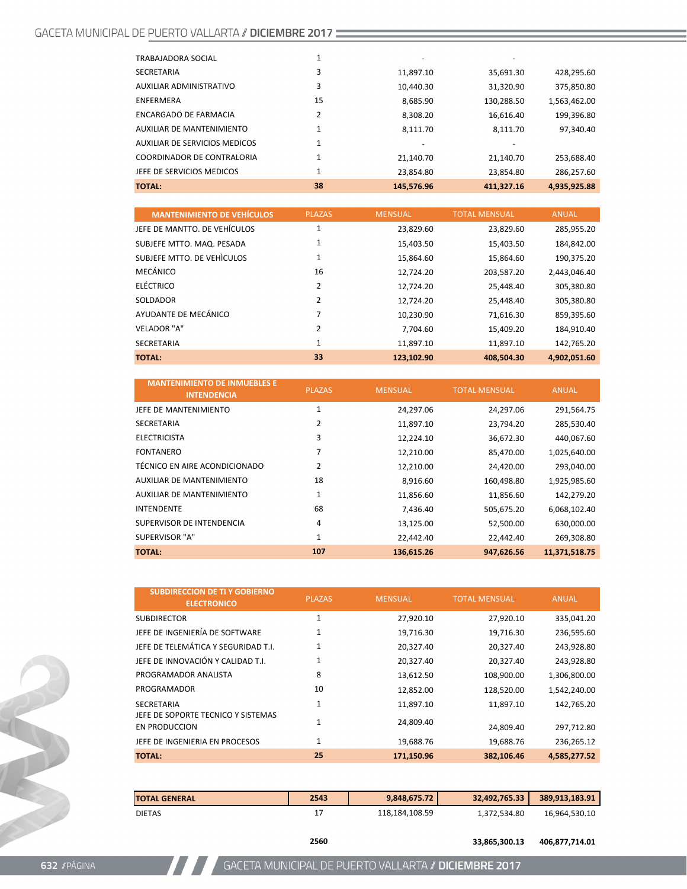| | | | | |
|---|---|---|---|---|
| TRABAJADORA SOCIAL | 1 | - | - | |
| SECRETARIA | 3 | 11,897.10 | 35,691.30 | 428,295.60 |
| AUXILIAR ADMINISTRATIVO | 3 | 10,440.30 | 31,320.90 | 375,850.80 |
| ENFERMERA | 15 | 8,685.90 | 130,288.50 | 1,563,462.00 |
| ENCARGADO DE FARMACIA | 2 | 8,308.20 | 16,616.40 | 199,396.80 |
| AUXILIAR DE MANTENIMIENTO | 1 | 8,111.70 | 8,111.70 | 97,340.40 |
| AUXILIAR DE SERVICIOS MEDICOS | 1 | - | - | |
| COORDINADOR DE CONTRALORIA | 1 | 21,140.70 | 21,140.70 | 253,688.40 |
| JEFE DE SERVICIOS MEDICOS | 1 | 23,854.80 | 23,854.80 | 286,257.60 |
| **TOTAL:** | **38** | **145,576.96** | **411,327.16** | **4,935,925.88** |

| MANTENIMIENTO DE VEHÍCULOS | PLAZAS | MENSUAL | TOTAL MENSUAL | ANUAL |
|---|---|---|---|---|
| JEFE DE MANTTO. DE VEHÍCULOS | 1 | 23,829.60 | 23,829.60 | 285,955.20 |
| SUBJEFE MTTO. MAQ. PESADA | 1 | 15,403.50 | 15,403.50 | 184,842.00 |
| SUBJEFE MTTO. DE VEHÌCULOS | 1 | 15,864.60 | 15,864.60 | 190,375.20 |
| MECÁNICO | 16 | 12,724.20 | 203,587.20 | 2,443,046.40 |
| ELÉCTRICO | 2 | 12,724.20 | 25,448.40 | 305,380.80 |
| SOLDADOR | 2 | 12,724.20 | 25,448.40 | 305,380.80 |
| AYUDANTE DE MECÁNICO | 7 | 10,230.90 | 71,616.30 | 859,395.60 |
| VELADOR "A" | 2 | 7,704.60 | 15,409.20 | 184,910.40 |
| SECRETARIA | 1 | 11,897.10 | 11,897.10 | 142,765.20 |
| **TOTAL:** | **33** | **123,102.90** | **408,504.30** | **4,902,051.60** |

| MANTENIMIENTO DE INMUEBLES E INTENDENCIA | PLAZAS | MENSUAL | TOTAL MENSUAL | ANUAL |
|---|---|---|---|---|
| JEFE DE MANTENIMIENTO | 1 | 24,297.06 | 24,297.06 | 291,564.75 |
| SECRETARIA | 2 | 11,897.10 | 23,794.20 | 285,530.40 |
| ELECTRICISTA | 3 | 12,224.10 | 36,672.30 | 440,067.60 |
| FONTANERO | 7 | 12,210.00 | 85,470.00 | 1,025,640.00 |
| TÉCNICO EN AIRE ACONDICIONADO | 2 | 12,210.00 | 24,420.00 | 293,040.00 |
| AUXILIAR DE MANTENIMIENTO | 18 | 8,916.60 | 160,498.80 | 1,925,985.60 |
| AUXILIAR DE MANTENIMIENTO | 1 | 11,856.60 | 11,856.60 | 142,279.20 |
| INTENDENTE | 68 | 7,436.40 | 505,675.20 | 6,068,102.40 |
| SUPERVISOR DE INTENDENCIA | 4 | 13,125.00 | 52,500.00 | 630,000.00 |
| SUPERVISOR "A" | 1 | 22,442.40 | 22,442.40 | 269,308.80 |
| **TOTAL:** | **107** | **136,615.26** | **947,626.56** | **11,371,518.75** |

| SUBDIRECCION DE TI Y GOBIERNO ELECTRONICO | PLAZAS | MENSUAL | TOTAL MENSUAL | ANUAL |
|---|---|---|---|---|
| SUBDIRECTOR | 1 | 27,920.10 | 27,920.10 | 335,041.20 |
| JEFE DE INGENIERÍA DE SOFTWARE | 1 | 19,716.30 | 19,716.30 | 236,595.60 |
| JEFE DE TELEMÁTICA Y SEGURIDAD T.I. | 1 | 20,327.40 | 20,327.40 | 243,928.80 |
| JEFE DE INNOVACIÓN Y CALIDAD T.I. | 1 | 20,327.40 | 20,327.40 | 243,928.80 |
| PROGRAMADOR ANALISTA | 8 | 13,612.50 | 108,900.00 | 1,306,800.00 |
| PROGRAMADOR | 10 | 12,852.00 | 128,520.00 | 1,542,240.00 |
| SECRETARIA | 1 | 11,897.10 | 11,897.10 | 142,765.20 |
| JEFE DE SOPORTE TECNICO Y SISTEMAS EN PRODUCCION | 1 | 24,809.40 | 24,809.40 | 297,712.80 |
| JEFE DE INGENIERIA EN PROCESOS | 1 | 19,688.76 | 19,688.76 | 236,265.12 |
| **TOTAL:** | **25** | **171,150.96** | **382,106.46** | **4,585,277.52** |

| | | | | |
|---|---|---|---|---|
| **TOTAL GENERAL** | **2543** | **9,848,675.72** | **32,492,765.33** | **389,913,183.91** |
| DIETAS | 17 | 118,184,108.59 | 1,372,534.80 | 16,964,530.10 |
| | **2560** | | **33,865,300.13** | **406,877,714.01** |